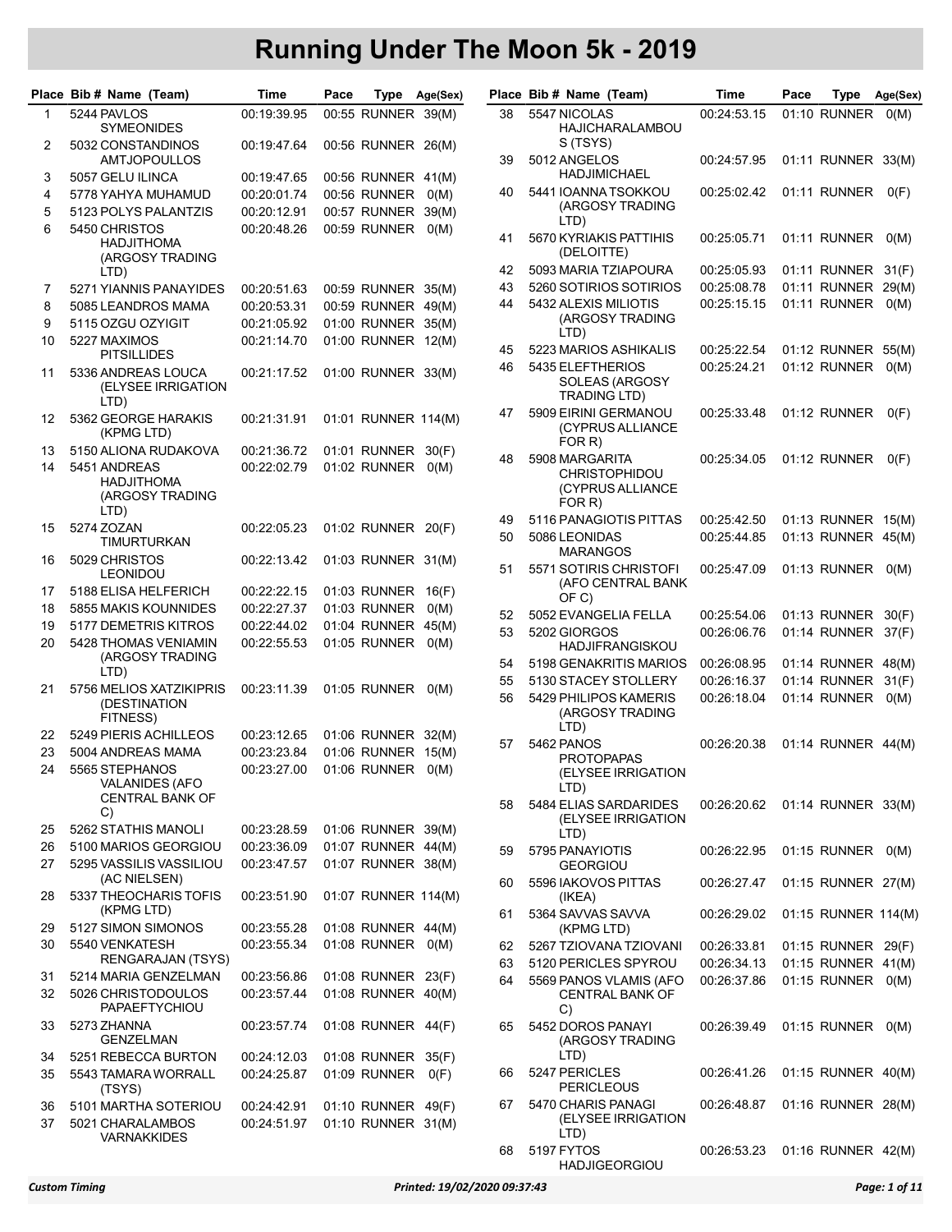# Running Under The Moon 5k - 2019

| Place | Bib # | Name (Team) | Time | Pace | Type | Age(Sex) |
|---|---|---|---|---|---|---|
| 1 | 5244 | PAVLOS SYMEONIDES | 00:19:39.95 | 00:55 | RUNNER | 39(M) |
| 2 | 5032 | CONSTANDINOS AMTJOPOULLOS | 00:19:47.64 | 00:56 | RUNNER | 26(M) |
| 3 | 5057 | GELU ILINCA | 00:19:47.65 | 00:56 | RUNNER | 41(M) |
| 4 | 5778 | YAHYA MUHAMUD | 00:20:01.74 | 00:56 | RUNNER | 0(M) |
| 5 | 5123 | POLYS PALANTZIS | 00:20:12.91 | 00:57 | RUNNER | 39(M) |
| 6 | 5450 | CHRISTOS HADJITHOMA (ARGOSY TRADING LTD) | 00:20:48.26 | 00:59 | RUNNER | 0(M) |
| 7 | 5271 | YIANNIS PANAYIDES | 00:20:51.63 | 00:59 | RUNNER | 35(M) |
| 8 | 5085 | LEANDROS MAMA | 00:20:53.31 | 00:59 | RUNNER | 49(M) |
| 9 | 5115 | OZGU OZYIGIT | 00:21:05.92 | 01:00 | RUNNER | 35(M) |
| 10 | 5227 | MAXIMOS PITSILLIDES | 00:21:14.70 | 01:00 | RUNNER | 12(M) |
| 11 | 5336 | ANDREAS LOUCA (ELYSEE IRRIGATION LTD) | 00:21:17.52 | 01:00 | RUNNER | 33(M) |
| 12 | 5362 | GEORGE HARAKIS (KPMG LTD) | 00:21:31.91 | 01:01 | RUNNER | 114(M) |
| 13 | 5150 | ALIONA RUDAKOVA | 00:21:36.72 | 01:01 | RUNNER | 30(F) |
| 14 | 5451 | ANDREAS HADJITHOMA (ARGOSY TRADING LTD) | 00:22:02.79 | 01:02 | RUNNER | 0(M) |
| 15 | 5274 | ZOZAN TIMURTURKAN | 00:22:05.23 | 01:02 | RUNNER | 20(F) |
| 16 | 5029 | CHRISTOS LEONIDOU | 00:22:13.42 | 01:03 | RUNNER | 31(M) |
| 17 | 5188 | ELISA HELFERICH | 00:22:22.15 | 01:03 | RUNNER | 16(F) |
| 18 | 5855 | MAKIS KOUNNIDES | 00:22:27.37 | 01:03 | RUNNER | 0(M) |
| 19 | 5177 | DEMETRIS KITROS | 00:22:44.02 | 01:04 | RUNNER | 45(M) |
| 20 | 5428 | THOMAS VENIAMIN (ARGOSY TRADING LTD) | 00:22:55.53 | 01:05 | RUNNER | 0(M) |
| 21 | 5756 | MELIOS XATZIKIPRIS (DESTINATION FITNESS) | 00:23:11.39 | 01:05 | RUNNER | 0(M) |
| 22 | 5249 | PIERIS ACHILLEOS | 00:23:12.65 | 01:06 | RUNNER | 32(M) |
| 23 | 5004 | ANDREAS MAMA | 00:23:23.84 | 01:06 | RUNNER | 15(M) |
| 24 | 5565 | STEPHANOS VALANIDES (AFO CENTRAL BANK OF C) | 00:23:27.00 | 01:06 | RUNNER | 0(M) |
| 25 | 5262 | STATHIS MANOLI | 00:23:28.59 | 01:06 | RUNNER | 39(M) |
| 26 | 5100 | MARIOS GEORGIOU | 00:23:36.09 | 01:07 | RUNNER | 44(M) |
| 27 | 5295 | VASSILIS VASSILIOU (AC NIELSEN) | 00:23:47.57 | 01:07 | RUNNER | 38(M) |
| 28 | 5337 | THEOCHARIS TOFIS (KPMG LTD) | 00:23:51.90 | 01:07 | RUNNER | 114(M) |
| 29 | 5127 | SIMON SIMONOS | 00:23:55.28 | 01:08 | RUNNER | 44(M) |
| 30 | 5540 | VENKATESH RENGARAJAN (TSYS) | 00:23:55.34 | 01:08 | RUNNER | 0(M) |
| 31 | 5214 | MARIA GENZELMAN | 00:23:56.86 | 01:08 | RUNNER | 23(F) |
| 32 | 5026 | CHRISTODOULOS PAPAEFTYCHIOU | 00:23:57.44 | 01:08 | RUNNER | 40(M) |
| 33 | 5273 | ZHANNA GENZELMAN | 00:23:57.74 | 01:08 | RUNNER | 44(F) |
| 34 | 5251 | REBECCA BURTON | 00:24:12.03 | 01:08 | RUNNER | 35(F) |
| 35 | 5543 | TAMARA WORRALL (TSYS) | 00:24:25.87 | 01:09 | RUNNER | 0(F) |
| 36 | 5101 | MARTHA SOTERIOU | 00:24:42.91 | 01:10 | RUNNER | 49(F) |
| 37 | 5021 | CHARALAMBOS VARNAKKIDES | 00:24:51.97 | 01:10 | RUNNER | 31(M) |
| 38 | 5547 | NICOLAS HAJICHARALAMBOUS (TSYS) | 00:24:53.15 | 01:10 | RUNNER | 0(M) |
| 39 | 5012 | ANGELOS HADJIMICHAEL | 00:24:57.95 | 01:11 | RUNNER | 33(M) |
| 40 | 5441 | IOANNA TSOKKOU (ARGOSY TRADING LTD) | 00:25:02.42 | 01:11 | RUNNER | 0(F) |
| 41 | 5670 | KYRIAKIS PATTIHIS (DELOITTE) | 00:25:05.71 | 01:11 | RUNNER | 0(M) |
| 42 | 5093 | MARIA TZIAPOURA | 00:25:05.93 | 01:11 | RUNNER | 31(F) |
| 43 | 5260 | SOTIRIOS SOTIRIOS | 00:25:08.78 | 01:11 | RUNNER | 29(M) |
| 44 | 5432 | ALEXIS MILIOTIS (ARGOSY TRADING LTD) | 00:25:15.15 | 01:11 | RUNNER | 0(M) |
| 45 | 5223 | MARIOS ASHIKALIS | 00:25:22.54 | 01:12 | RUNNER | 55(M) |
| 46 | 5435 | ELEFTHERIOS SOLEAS (ARGOSY TRADING LTD) | 00:25:24.21 | 01:12 | RUNNER | 0(M) |
| 47 | 5909 | EIRINI GERMANOU (CYPRUS ALLIANCE FOR R) | 00:25:33.48 | 01:12 | RUNNER | 0(F) |
| 48 | 5908 | MARGARITA CHRISTOPHIDOU (CYPRUS ALLIANCE FOR R) | 00:25:34.05 | 01:12 | RUNNER | 0(F) |
| 49 | 5116 | PANAGIOTIS PITTAS | 00:25:42.50 | 01:13 | RUNNER | 15(M) |
| 50 | 5086 | LEONIDAS MARANGOS | 00:25:44.85 | 01:13 | RUNNER | 45(M) |
| 51 | 5571 | SOTIRIS CHRISTOFI (AFO CENTRAL BANK OF C) | 00:25:47.09 | 01:13 | RUNNER | 0(M) |
| 52 | 5052 | EVANGELIA FELLA | 00:25:54.06 | 01:13 | RUNNER | 30(F) |
| 53 | 5202 | GIORGOS HADJIFRANGISKOU | 00:26:06.76 | 01:14 | RUNNER | 37(F) |
| 54 | 5198 | GENAKRITIS MARIOS | 00:26:08.95 | 01:14 | RUNNER | 48(M) |
| 55 | 5130 | STACEY STOLLERY | 00:26:16.37 | 01:14 | RUNNER | 31(F) |
| 56 | 5429 | PHILIPOS KAMERIS (ARGOSY TRADING LTD) | 00:26:18.04 | 01:14 | RUNNER | 0(M) |
| 57 | 5462 | PANOS PROTOPAPAS (ELYSEE IRRIGATION LTD) | 00:26:20.38 | 01:14 | RUNNER | 44(M) |
| 58 | 5484 | ELIAS SARDARIDES (ELYSEE IRRIGATION LTD) | 00:26:20.62 | 01:14 | RUNNER | 33(M) |
| 59 | 5795 | PANAYIOTIS GEORGIOU | 00:26:22.95 | 01:15 | RUNNER | 0(M) |
| 60 | 5596 | IAKOVOS PITTAS (IKEA) | 00:26:27.47 | 01:15 | RUNNER | 27(M) |
| 61 | 5364 | SAVVAS SAVVA (KPMG LTD) | 00:26:29.02 | 01:15 | RUNNER | 114(M) |
| 62 | 5267 | TZIOVANA TZIOVANI | 00:26:33.81 | 01:15 | RUNNER | 29(F) |
| 63 | 5120 | PERICLES SPYROU | 00:26:34.13 | 01:15 | RUNNER | 41(M) |
| 64 | 5569 | PANOS VLAMIS (AFO CENTRAL BANK OF C) | 00:26:37.86 | 01:15 | RUNNER | 0(M) |
| 65 | 5452 | DOROS PANAYI (ARGOSY TRADING LTD) | 00:26:39.49 | 01:15 | RUNNER | 0(M) |
| 66 | 5247 | PERICLES PERICLEOUS | 00:26:41.26 | 01:15 | RUNNER | 40(M) |
| 67 | 5470 | CHARIS PANAGI (ELYSEE IRRIGATION LTD) | 00:26:48.87 | 01:16 | RUNNER | 28(M) |
| 68 | 5197 | FYTOS HADJIGEORGIOU | 00:26:53.23 | 01:16 | RUNNER | 42(M) |

*Custom Timing* — *Printed: 19/02/2020 09:37:43*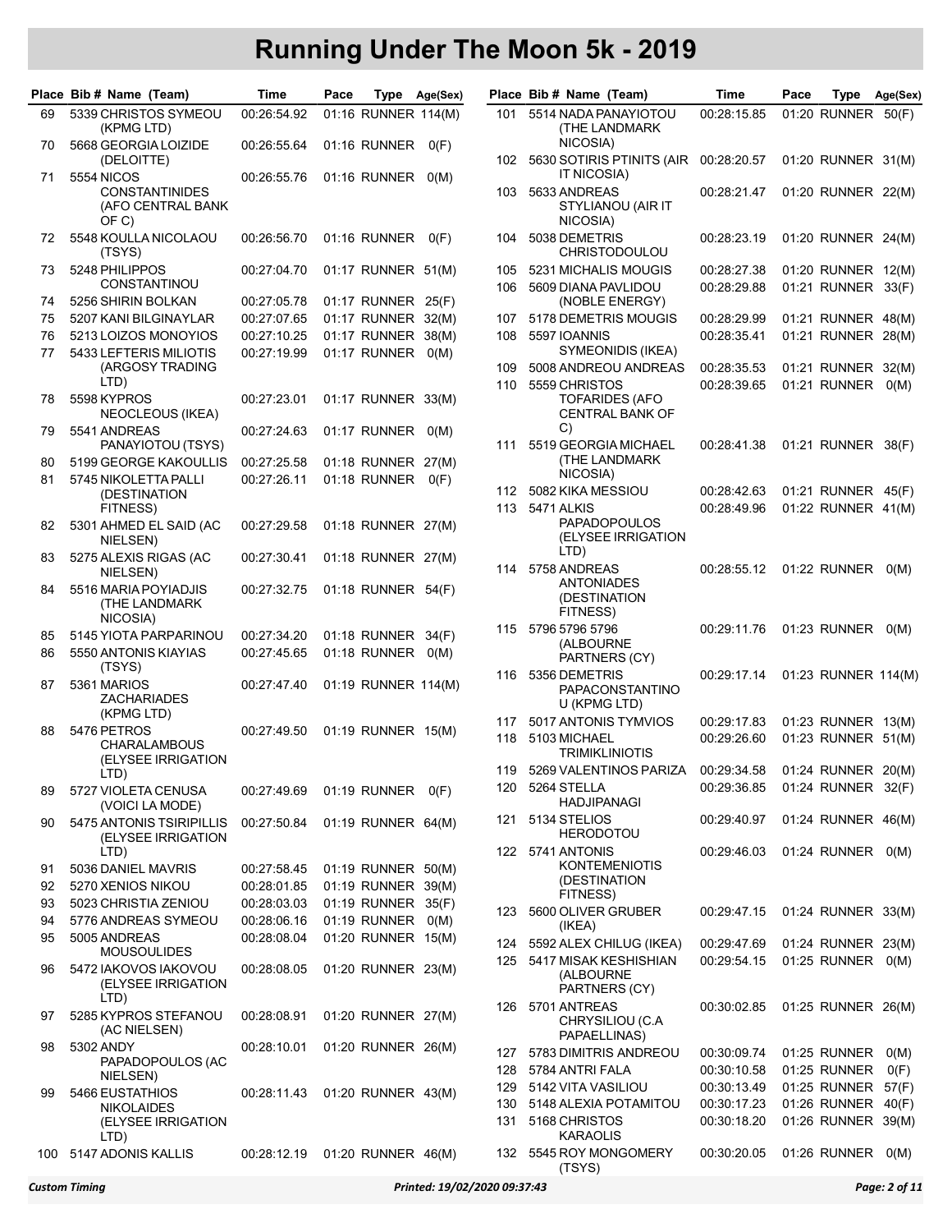# Running Under The Moon 5k - 2019

| Place | Bib # | Name (Team) | Time | Pace | Type | Age(Sex) |
|---|---|---|---|---|---|---|
| 69 | 5339 | CHRISTOS SYMEOU (KPMG LTD) | 00:26:54.92 | 01:16 | RUNNER | 114(M) |
| 70 | 5668 | GEORGIA LOIZIDE (DELOITTE) | 00:26:55.64 | 01:16 | RUNNER | 0(F) |
| 71 | 5554 | NICOS CONSTANTINIDES (AFO CENTRAL BANK OF C) | 00:26:55.76 | 01:16 | RUNNER | 0(M) |
| 72 | 5548 | KOULLA NICOLAOU (TSYS) | 00:26:56.70 | 01:16 | RUNNER | 0(F) |
| 73 | 5248 | PHILIPPOS CONSTANTINOU | 00:27:04.70 | 01:17 | RUNNER | 51(M) |
| 74 | 5256 | SHIRIN BOLKAN | 00:27:05.78 | 01:17 | RUNNER | 25(F) |
| 75 | 5207 | KANI BILGINAYLAR | 00:27:07.65 | 01:17 | RUNNER | 32(M) |
| 76 | 5213 | LOIZOS MONOYIOS | 00:27:10.25 | 01:17 | RUNNER | 38(M) |
| 77 | 5433 | LEFTERIS MILIOTIS (ARGOSY TRADING LTD) | 00:27:19.99 | 01:17 | RUNNER | 0(M) |
| 78 | 5598 | KYPROS NEOCLEOUS (IKEA) | 00:27:23.01 | 01:17 | RUNNER | 33(M) |
| 79 | 5541 | ANDREAS PANAYIOTOU (TSYS) | 00:27:24.63 | 01:17 | RUNNER | 0(M) |
| 80 | 5199 | GEORGE KAKOULLIS | 00:27:25.58 | 01:18 | RUNNER | 27(M) |
| 81 | 5745 | NIKOLETTA PALLI (DESTINATION FITNESS) | 00:27:26.11 | 01:18 | RUNNER | 0(F) |
| 82 | 5301 | AHMED EL SAID (AC NIELSEN) | 00:27:29.58 | 01:18 | RUNNER | 27(M) |
| 83 | 5275 | ALEXIS RIGAS (AC NIELSEN) | 00:27:30.41 | 01:18 | RUNNER | 27(M) |
| 84 | 5516 | MARIA POYIADJIS (THE LANDMARK NICOSIA) | 00:27:32.75 | 01:18 | RUNNER | 54(F) |
| 85 | 5145 | YIOTA PARPARINOU | 00:27:34.20 | 01:18 | RUNNER | 34(F) |
| 86 | 5550 | ANTONIS KIAYIAS (TSYS) | 00:27:45.65 | 01:18 | RUNNER | 0(M) |
| 87 | 5361 | MARIOS ZACHARIADES (KPMG LTD) | 00:27:47.40 | 01:19 | RUNNER | 114(M) |
| 88 | 5476 | PETROS CHARALAMBOUS (ELYSEE IRRIGATION LTD) | 00:27:49.50 | 01:19 | RUNNER | 15(M) |
| 89 | 5727 | VIOLETA CENUSA (VOICI LA MODE) | 00:27:49.69 | 01:19 | RUNNER | 0(F) |
| 90 | 5475 | ANTONIS TSIRIPILLIS (ELYSEE IRRIGATION LTD) | 00:27:50.84 | 01:19 | RUNNER | 64(M) |
| 91 | 5036 | DANIEL MAVRIS | 00:27:58.45 | 01:19 | RUNNER | 50(M) |
| 92 | 5270 | XENIOS NIKOU | 00:28:01.85 | 01:19 | RUNNER | 39(M) |
| 93 | 5023 | CHRISTIA ZENIOU | 00:28:03.03 | 01:19 | RUNNER | 35(F) |
| 94 | 5776 | ANDREAS SYMEOU | 00:28:06.16 | 01:19 | RUNNER | 0(M) |
| 95 | 5005 | ANDREAS MOUSOULIDES | 00:28:08.04 | 01:20 | RUNNER | 15(M) |
| 96 | 5472 | IAKOVOS IAKOVOU (ELYSEE IRRIGATION LTD) | 00:28:08.05 | 01:20 | RUNNER | 23(M) |
| 97 | 5285 | KYPROS STEFANOU (AC NIELSEN) | 00:28:08.91 | 01:20 | RUNNER | 27(M) |
| 98 | 5302 | ANDY PAPADOPOULOS (AC NIELSEN) | 00:28:10.01 | 01:20 | RUNNER | 26(M) |
| 99 | 5466 | EUSTATHIOS NIKOLAIDES (ELYSEE IRRIGATION LTD) | 00:28:11.43 | 01:20 | RUNNER | 43(M) |
| 100 | 5147 | ADONIS KALLIS | 00:28:12.19 | 01:20 | RUNNER | 46(M) |
| 101 | 5514 | NADA PANAYIOTOU (THE LANDMARK NICOSIA) | 00:28:15.85 | 01:20 | RUNNER | 50(F) |
| 102 | 5630 | SOTIRIS PTINITS (AIR IT NICOSIA) | 00:28:20.57 | 01:20 | RUNNER | 31(M) |
| 103 | 5633 | ANDREAS STYLIANOU (AIR IT NICOSIA) | 00:28:21.47 | 01:20 | RUNNER | 22(M) |
| 104 | 5038 | DEMETRIS CHRISTODOULOU | 00:28:23.19 | 01:20 | RUNNER | 24(M) |
| 105 | 5231 | MICHALIS MOUGIS | 00:28:27.38 | 01:20 | RUNNER | 12(M) |
| 106 | 5609 | DIANA PAVLIDOU (NOBLE ENERGY) | 00:28:29.88 | 01:21 | RUNNER | 33(F) |
| 107 | 5178 | DEMETRIS MOUGIS | 00:28:29.99 | 01:21 | RUNNER | 48(M) |
| 108 | 5597 | IOANNIS SYMEONIDIS (IKEA) | 00:28:35.41 | 01:21 | RUNNER | 28(M) |
| 109 | 5008 | ANDREOU ANDREAS | 00:28:35.53 | 01:21 | RUNNER | 32(M) |
| 110 | 5559 | CHRISTOS TOFARIDES (AFO CENTRAL BANK OF C) | 00:28:39.65 | 01:21 | RUNNER | 0(M) |
| 111 | 5519 | GEORGIA MICHAEL (THE LANDMARK NICOSIA) | 00:28:41.38 | 01:21 | RUNNER | 38(F) |
| 112 | 5082 | KIKA MESSIOU | 00:28:42.63 | 01:21 | RUNNER | 45(F) |
| 113 | 5471 | ALKIS PAPADOPOULOS (ELYSEE IRRIGATION LTD) | 00:28:49.96 | 01:22 | RUNNER | 41(M) |
| 114 | 5758 | ANDREAS ANTONIADES (DESTINATION FITNESS) | 00:28:55.12 | 01:22 | RUNNER | 0(M) |
| 115 | 5796 | 5796 5796 (ALBOURNE PARTNERS (CY) | 00:29:11.76 | 01:23 | RUNNER | 0(M) |
| 116 | 5356 | DEMETRIS PAPACONSTANTINOU (KPMG LTD) | 00:29:17.14 | 01:23 | RUNNER | 114(M) |
| 117 | 5017 | ANTONIS TYMVIOS | 00:29:17.83 | 01:23 | RUNNER | 13(M) |
| 118 | 5103 | MICHAEL TRIMIKLINIOTIS | 00:29:26.60 | 01:23 | RUNNER | 51(M) |
| 119 | 5269 | VALENTINOS PARIZA | 00:29:34.58 | 01:24 | RUNNER | 20(M) |
| 120 | 5264 | STELLA HADJIPANAGI | 00:29:36.85 | 01:24 | RUNNER | 32(F) |
| 121 | 5134 | STELIOS HERODOTOU | 00:29:40.97 | 01:24 | RUNNER | 46(M) |
| 122 | 5741 | ANTONIS KONTEMENIOTIS (DESTINATION FITNESS) | 00:29:46.03 | 01:24 | RUNNER | 0(M) |
| 123 | 5600 | OLIVER GRUBER (IKEA) | 00:29:47.15 | 01:24 | RUNNER | 33(M) |
| 124 | 5592 | ALEX CHILUG (IKEA) | 00:29:47.69 | 01:24 | RUNNER | 23(M) |
| 125 | 5417 | MISAK KESHISHIAN (ALBOURNE PARTNERS (CY) | 00:29:54.15 | 01:25 | RUNNER | 0(M) |
| 126 | 5701 | ANTREAS CHRYSILIOU (C.A PAPAELLINAS) | 00:30:02.85 | 01:25 | RUNNER | 26(M) |
| 127 | 5783 | DIMITRIS ANDREOU | 00:30:09.74 | 01:25 | RUNNER | 0(M) |
| 128 | 5784 | ANTRI FALA | 00:30:10.58 | 01:25 | RUNNER | 0(F) |
| 129 | 5142 | VITA VASILIOU | 00:30:13.49 | 01:25 | RUNNER | 57(F) |
| 130 | 5148 | ALEXIA POTAMITOU | 00:30:17.23 | 01:26 | RUNNER | 40(F) |
| 131 | 5168 | CHRISTOS KARAOLIS | 00:30:18.20 | 01:26 | RUNNER | 39(M) |
| 132 | 5545 | ROY MONGOMERY (TSYS) | 00:30:20.05 | 01:26 | RUNNER | 0(M) |

*Custom Timing* — Printed: 19/02/2020 09:37:43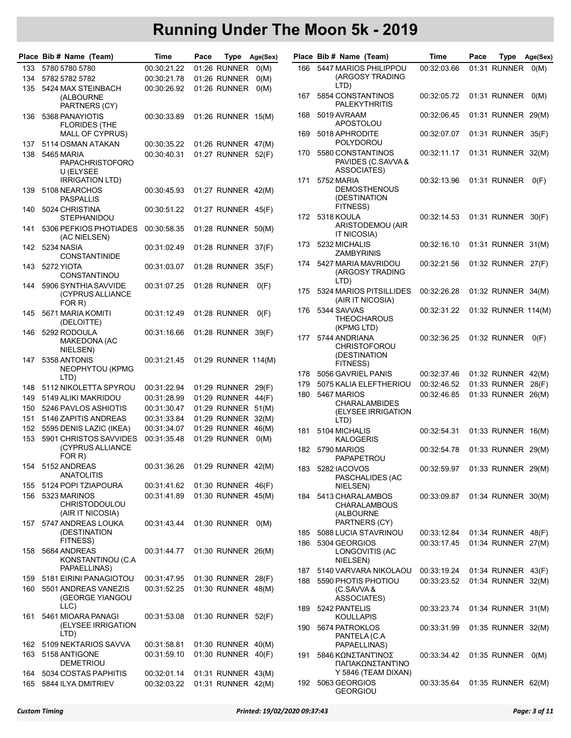# Running Under The Moon 5k - 2019

| Place | Bib # Name (Team) | Time | Pace | Type | Age(Sex) |
|---|---|---|---|---|---|
| 133 | 5780 5780 5780 | 00:30:21.22 | 01:26 | RUNNER | 0(M) |
| 134 | 5782 5782 5782 | 00:30:21.78 | 01:26 | RUNNER | 0(M) |
| 135 | 5424 MAX STEINBACH (ALBOURNE PARTNERS (CY) | 00:30:26.92 | 01:26 | RUNNER | 0(M) |
| 136 | 5368 PANAYIOTIS FLORIDES (THE MALL OF CYPRUS) | 00:30:33.89 | 01:26 | RUNNER | 15(M) |
| 137 | 5114 OSMAN ATAKAN | 00:30:35.22 | 01:26 | RUNNER | 47(M) |
| 138 | 5465 MARIA PAPACHRISTOFOROU (ELYSEE IRRIGATION LTD) | 00:30:40.31 | 01:27 | RUNNER | 52(F) |
| 139 | 5108 NEARCHOS PASPALLIS | 00:30:45.93 | 01:27 | RUNNER | 42(M) |
| 140 | 5024 CHRISTINA STEPHANIDOU | 00:30:51.22 | 01:27 | RUNNER | 45(F) |
| 141 | 5306 PEFKIOS PHOTIADES (AC NIELSEN) | 00:30:58.35 | 01:28 | RUNNER | 50(M) |
| 142 | 5234 NASIA CONSTANTINIDE | 00:31:02.49 | 01:28 | RUNNER | 37(F) |
| 143 | 5272 YIOTA CONSTANTINOU | 00:31:03.07 | 01:28 | RUNNER | 35(F) |
| 144 | 5906 SYNTHIA SAVVIDE (CYPRUS ALLIANCE FOR R) | 00:31:07.25 | 01:28 | RUNNER | 0(F) |
| 145 | 5671 MARIA KOMITI (DELOITTE) | 00:31:12.49 | 01:28 | RUNNER | 0(F) |
| 146 | 5292 RODOULA MAKEDONA (AC NIELSEN) | 00:31:16.66 | 01:28 | RUNNER | 39(F) |
| 147 | 5358 ANTONIS NEOPHYTOU (KPMG LTD) | 00:31:21.45 | 01:29 | RUNNER | 114(M) |
| 148 | 5112 NIKOLETTA SPYROU | 00:31:22.94 | 01:29 | RUNNER | 29(F) |
| 149 | 5149 ALIKI MAKRIDOU | 00:31:28.99 | 01:29 | RUNNER | 44(F) |
| 150 | 5246 PAVLOS ASHIOTIS | 00:31:30.47 | 01:29 | RUNNER | 51(M) |
| 151 | 5146 ZAPITIS ANDREAS | 00:31:33.84 | 01:29 | RUNNER | 32(M) |
| 152 | 5595 DENIS LAZIC (IKEA) | 00:31:34.07 | 01:29 | RUNNER | 46(M) |
| 153 | 5901 CHRISTOS SAVVIDES (CYPRUS ALLIANCE FOR R) | 00:31:35.48 | 01:29 | RUNNER | 0(M) |
| 154 | 5152 ANDREAS ANATOLITIS | 00:31:36.26 | 01:29 | RUNNER | 42(M) |
| 155 | 5124 POPI TZIAPOURA | 00:31:41.62 | 01:30 | RUNNER | 46(F) |
| 156 | 5323 MARINOS CHRISTODOULOU (AIR IT NICOSIA) | 00:31:41.89 | 01:30 | RUNNER | 45(M) |
| 157 | 5747 ANDREAS LOUKA (DESTINATION FITNESS) | 00:31:43.44 | 01:30 | RUNNER | 0(M) |
| 158 | 5684 ANDREAS KONSTANTINOU (C.A PAPAELLINAS) | 00:31:44.77 | 01:30 | RUNNER | 26(M) |
| 159 | 5181 EIRINI PANAGIOTOU | 00:31:47.95 | 01:30 | RUNNER | 28(F) |
| 160 | 5501 ANDREAS VANEZIS (GEORGE YIANGOU LLC) | 00:31:52.25 | 01:30 | RUNNER | 48(M) |
| 161 | 5461 MIOARA PANAGI (ELYSEE IRRIGATION LTD) | 00:31:53.08 | 01:30 | RUNNER | 52(F) |
| 162 | 5109 NEKTARIOS SAVVA | 00:31:58.81 | 01:30 | RUNNER | 40(M) |
| 163 | 5158 ANTIGONE DEMETRIOU | 00:31:59.10 | 01:30 | RUNNER | 40(F) |
| 164 | 5034 COSTAS PAPHITIS | 00:32:01.14 | 01:31 | RUNNER | 43(M) |
| 165 | 5844 ILYA DMITRIEV | 00:32:03.22 | 01:31 | RUNNER | 42(M) |
| 166 | 5447 MARIOS PHILIPPOU (ARGOSY TRADING LTD) | 00:32:03.66 | 01:31 | RUNNER | 0(M) |
| 167 | 5854 CONSTANTINOS PALEKYTHRITIS | 00:32:05.72 | 01:31 | RUNNER | 0(M) |
| 168 | 5019 AVRAAM APOSTOLOU | 00:32:06.45 | 01:31 | RUNNER | 29(M) |
| 169 | 5018 APHRODITE POLYDOROU | 00:32:07.07 | 01:31 | RUNNER | 35(F) |
| 170 | 5580 CONSTANTINOS PAVIDES (C.SAVVA & ASSOCIATES) | 00:32:11.17 | 01:31 | RUNNER | 32(M) |
| 171 | 5752 MARIA DEMOSTHENOUS (DESTINATION FITNESS) | 00:32:13.96 | 01:31 | RUNNER | 0(F) |
| 172 | 5318 KOULA ARISTODEMOU (AIR IT NICOSIA) | 00:32:14.53 | 01:31 | RUNNER | 30(F) |
| 173 | 5232 MICHALIS ZAMBYRINIS | 00:32:16.10 | 01:31 | RUNNER | 31(M) |
| 174 | 5427 MARIA MAVRIDOU (ARGOSY TRADING LTD) | 00:32:21.56 | 01:32 | RUNNER | 27(F) |
| 175 | 5324 MARIOS PITSILLIDES (AIR IT NICOSIA) | 00:32:26.28 | 01:32 | RUNNER | 34(M) |
| 176 | 5344 SAVVAS THEOCHAROUS (KPMG LTD) | 00:32:31.22 | 01:32 | RUNNER | 114(M) |
| 177 | 5744 ANDRIANA CHRISTOFOROU (DESTINATION FITNESS) | 00:32:36.25 | 01:32 | RUNNER | 0(F) |
| 178 | 5056 GAVRIEL PANIS | 00:32:37.46 | 01:32 | RUNNER | 42(M) |
| 179 | 5075 KALIA ELEFTHERIOU | 00:32:46.52 | 01:33 | RUNNER | 28(F) |
| 180 | 5467 MARIOS CHARALAMBIDES (ELYSEE IRRIGATION LTD) | 00:32:46.85 | 01:33 | RUNNER | 26(M) |
| 181 | 5104 MICHALIS KALOGERIS | 00:32:54.31 | 01:33 | RUNNER | 16(M) |
| 182 | 5790 MARIOS PAPAPETROU | 00:32:54.78 | 01:33 | RUNNER | 29(M) |
| 183 | 5282 IACOVOS PASCHALIDES (AC NIELSEN) | 00:32:59.97 | 01:33 | RUNNER | 29(M) |
| 184 | 5413 CHARALAMBOS CHARALAMBOUS (ALBOURNE PARTNERS (CY) | 00:33:09.87 | 01:34 | RUNNER | 30(M) |
| 185 | 5088 LUCIA STAVRINOU | 00:33:12.84 | 01:34 | RUNNER | 48(F) |
| 186 | 5304 GEORGIOS LONGOVITIS (AC NIELSEN) | 00:33:17.45 | 01:34 | RUNNER | 27(M) |
| 187 | 5140 VARVARA NIKOLAOU | 00:33:19.24 | 01:34 | RUNNER | 43(F) |
| 188 | 5590 PHOTIS PHOTIOU (C.SAVVA & ASSOCIATES) | 00:33:23.52 | 01:34 | RUNNER | 32(M) |
| 189 | 5242 PANTELIS KOULLAPIS | 00:33:23.74 | 01:34 | RUNNER | 31(M) |
| 190 | 5674 PATROKLOS PANTELA (C.A PAPAELLINAS) | 00:33:31.99 | 01:35 | RUNNER | 32(M) |
| 191 | 5846 ΚΩΝΣΤΑΝΤΙΝΟΣ ΠΑΠΑΚΩΝΣΤΑΝΤΙΝΟΥ 5846 (TEAM DIXAN) | 00:33:34.42 | 01:35 | RUNNER | 0(M) |
| 192 | 5063 GEORGIOS GEORGIOU | 00:33:35.64 | 01:35 | RUNNER | 62(M) |

Custom Timing    Printed: 19/02/2020 09:37:43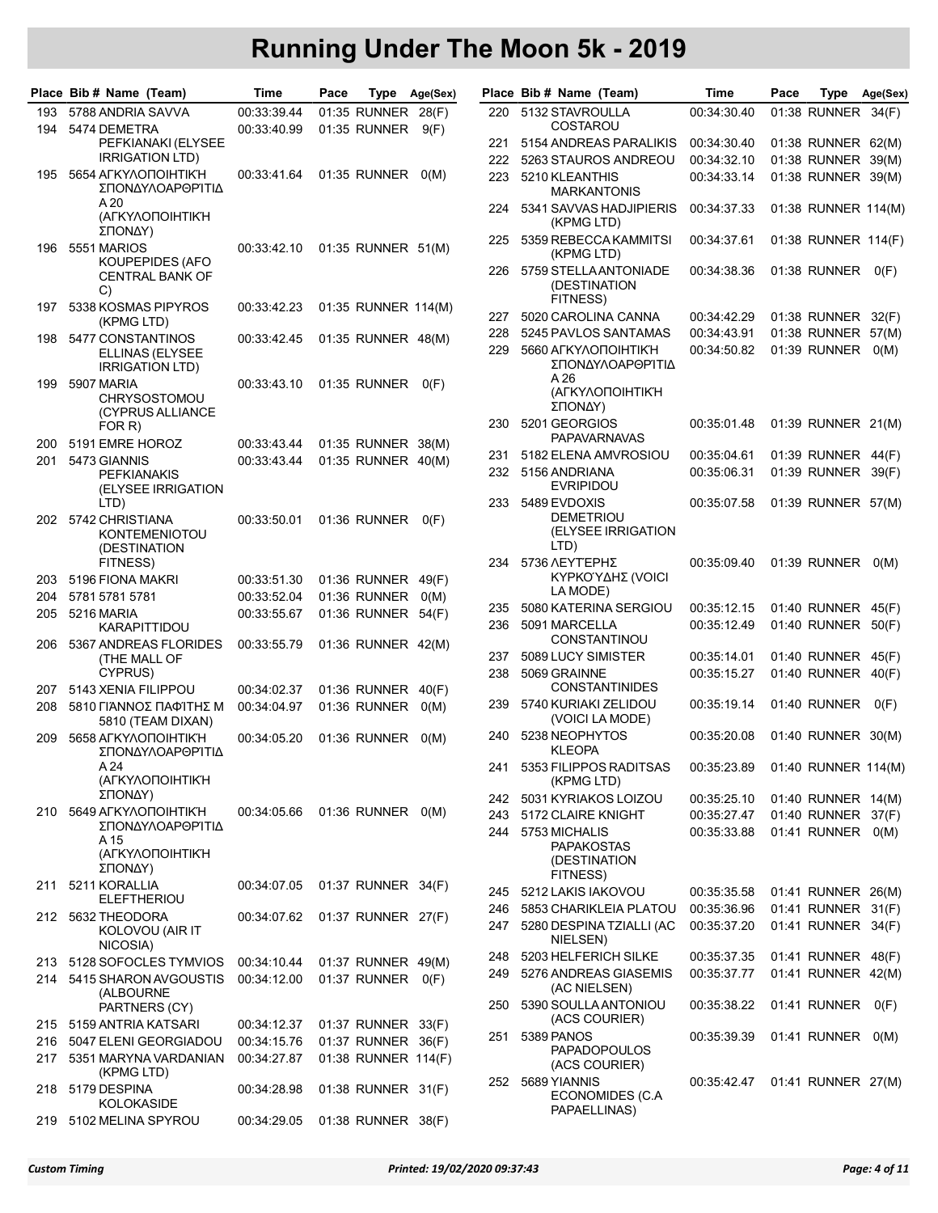# Running Under The Moon 5k - 2019

| Place | Bib # | Name (Team) | Time | Pace | Type | Age(Sex) |
|---|---|---|---|---|---|---|
| 193 | 5788 | ANDRIA SAVVA | 00:33:39.44 | 01:35 | RUNNER | 28(F) |
| 194 | 5474 | DEMETRA PEFKIANAKI (ELYSEE IRRIGATION LTD) | 00:33:40.99 | 01:35 | RUNNER | 9(F) |
| 195 | 5654 | ΑΓΚΥΛΟΠΟΙΗΤΙΚΉ ΣΠΟΝΔΥΛΟΑΡΘΡΊΤΙΔΑ 20 (ΑΓΚΥΛΟΠΟΙΗΤΙΚΉ ΣΠΟΝΔΥ) | 00:33:41.64 | 01:35 | RUNNER | 0(M) |
| 196 | 5551 | MARIOS KOUPEPIDES (AFO CENTRAL BANK OF C) | 00:33:42.10 | 01:35 | RUNNER | 51(M) |
| 197 | 5338 | KOSMAS PIPYROS (KPMG LTD) | 00:33:42.23 | 01:35 | RUNNER | 114(M) |
| 198 | 5477 | CONSTANTINOS ELLINAS (ELYSEE IRRIGATION LTD) | 00:33:42.45 | 01:35 | RUNNER | 48(M) |
| 199 | 5907 | MARIA CHRYSOSTOMOU (CYPRUS ALLIANCE FOR R) | 00:33:43.10 | 01:35 | RUNNER | 0(F) |
| 200 | 5191 | EMRE HOROZ | 00:33:43.44 | 01:35 | RUNNER | 38(M) |
| 201 | 5473 | GIANNIS PEFKIANAKIS (ELYSEE IRRIGATION LTD) | 00:33:43.44 | 01:35 | RUNNER | 40(M) |
| 202 | 5742 | CHRISTIANA KONTEMENIOTOU (DESTINATION FITNESS) | 00:33:50.01 | 01:36 | RUNNER | 0(F) |
| 203 | 5196 | FIONA MAKRI | 00:33:51.30 | 01:36 | RUNNER | 49(F) |
| 204 | 5781 | 5781 5781 | 00:33:52.04 | 01:36 | RUNNER | 0(M) |
| 205 | 5216 | MARIA KARAPITTIDOU | 00:33:55.67 | 01:36 | RUNNER | 54(F) |
| 206 | 5367 | ANDREAS FLORIDES (THE MALL OF CYPRUS) | 00:33:55.79 | 01:36 | RUNNER | 42(M) |
| 207 | 5143 | XENIA FILIPPOU | 00:34:02.37 | 01:36 | RUNNER | 40(F) |
| 208 | 5810 | ΓΙΑΝΝΟΣ ΠΑΦΙΤΗΣ Μ 5810 (TEAM DIXAN) | 00:34:04.97 | 01:36 | RUNNER | 0(M) |
| 209 | 5658 | ΑΓΚΥΛΟΠΟΙΗΤΙΚΉ ΣΠΟΝΔΥΛΟΑΡΘΡΊΤΙΔΑ 24 (ΑΓΚΥΛΟΠΟΙΗΤΙΚΉ ΣΠΟΝΔΥ) | 00:34:05.20 | 01:36 | RUNNER | 0(M) |
| 210 | 5649 | ΑΓΚΥΛΟΠΟΙΗΤΙΚΉ ΣΠΟΝΔΥΛΟΑΡΘΡΊΤΙΔΑ 15 (ΑΓΚΥΛΟΠΟΙΗΤΙΚΉ ΣΠΟΝΔΥ) | 00:34:05.66 | 01:36 | RUNNER | 0(M) |
| 211 | 5211 | KORALLIA ELEFTHERIOU | 00:34:07.05 | 01:37 | RUNNER | 34(F) |
| 212 | 5632 | THEODORA KOLOVOU (AIR IT NICOSIA) | 00:34:07.62 | 01:37 | RUNNER | 27(F) |
| 213 | 5128 | SOFOCLES TYMVIOS | 00:34:10.44 | 01:37 | RUNNER | 49(M) |
| 214 | 5415 | SHARON AVGOUSTIS (ALBOURNE PARTNERS (CY) | 00:34:12.00 | 01:37 | RUNNER | 0(F) |
| 215 | 5159 | ANTRIA KATSARI | 00:34:12.37 | 01:37 | RUNNER | 33(F) |
| 216 | 5047 | ELENI GEORGIADOU | 00:34:15.76 | 01:37 | RUNNER | 36(F) |
| 217 | 5351 | MARYNA VARDANIAN (KPMG LTD) | 00:34:27.87 | 01:38 | RUNNER | 114(F) |
| 218 | 5179 | DESPINA KOLOKASIDE | 00:34:28.98 | 01:38 | RUNNER | 31(F) |
| 219 | 5102 | MELINA SPYROU | 00:34:29.05 | 01:38 | RUNNER | 38(F) |
| 220 | 5132 | STAVROULLA COSTAROU | 00:34:30.40 | 01:38 | RUNNER | 34(F) |
| 221 | 5154 | ANDREAS PARALIKIS | 00:34:30.40 | 01:38 | RUNNER | 62(M) |
| 222 | 5263 | STAUROS ANDREOU | 00:34:32.10 | 01:38 | RUNNER | 39(M) |
| 223 | 5210 | KLEANTHIS MARKANTONIS | 00:34:33.14 | 01:38 | RUNNER | 39(M) |
| 224 | 5341 | SAVVAS HADJIPIERIS (KPMG LTD) | 00:34:37.33 | 01:38 | RUNNER | 114(M) |
| 225 | 5359 | REBECCA KAMMITSI (KPMG LTD) | 00:34:37.61 | 01:38 | RUNNER | 114(F) |
| 226 | 5759 | STELLA ANTONIADE (DESTINATION FITNESS) | 00:34:38.36 | 01:38 | RUNNER | 0(F) |
| 227 | 5020 | CAROLINA CANNA | 00:34:42.29 | 01:38 | RUNNER | 32(F) |
| 228 | 5245 | PAVLOS SANTAMAS | 00:34:43.91 | 01:38 | RUNNER | 57(M) |
| 229 | 5660 | ΑΓΚΥΛΟΠΟΙΗΤΙΚΉ ΣΠΟΝΔΥΛΟΑΡΘΡΊΤΙΔΑ 26 (ΑΓΚΥΛΟΠΟΙΗΤΙΚΉ ΣΠΟΝΔΥ) | 00:34:50.82 | 01:39 | RUNNER | 0(M) |
| 230 | 5201 | GEORGIOS PAPAVARNAVAS | 00:35:01.48 | 01:39 | RUNNER | 21(M) |
| 231 | 5182 | ELENA AMVROSIOU | 00:35:04.61 | 01:39 | RUNNER | 44(F) |
| 232 | 5156 | ANDRIANA EVRIPIDOU | 00:35:06.31 | 01:39 | RUNNER | 39(F) |
| 233 | 5489 | EVDOXIS DEMETRIOU (ELYSEE IRRIGATION LTD) | 00:35:07.58 | 01:39 | RUNNER | 57(M) |
| 234 | 5736 | ΛΕΥΤΈΡΗΣ ΚΥΡΚΟΎΔΗΣ (VOICI LA MODE) | 00:35:09.40 | 01:39 | RUNNER | 0(M) |
| 235 | 5080 | KATERINA SERGIOU | 00:35:12.15 | 01:40 | RUNNER | 45(F) |
| 236 | 5091 | MARCELLA CONSTANTINOU | 00:35:12.49 | 01:40 | RUNNER | 50(F) |
| 237 | 5089 | LUCY SIMISTER | 00:35:14.01 | 01:40 | RUNNER | 45(F) |
| 238 | 5069 | GRAINNE CONSTANTINIDES | 00:35:15.27 | 01:40 | RUNNER | 40(F) |
| 239 | 5740 | KURIAKI ZELIDOU (VOICI LA MODE) | 00:35:19.14 | 01:40 | RUNNER | 0(F) |
| 240 | 5238 | NEOPHYTOS KLEOPA | 00:35:20.08 | 01:40 | RUNNER | 30(M) |
| 241 | 5353 | FILIPPOS RADITSAS (KPMG LTD) | 00:35:23.89 | 01:40 | RUNNER | 114(M) |
| 242 | 5031 | KYRIAKOS LOIZOU | 00:35:25.10 | 01:40 | RUNNER | 14(M) |
| 243 | 5172 | CLAIRE KNIGHT | 00:35:27.47 | 01:40 | RUNNER | 37(F) |
| 244 | 5753 | MICHALIS PAPAKOSTAS (DESTINATION FITNESS) | 00:35:33.88 | 01:41 | RUNNER | 0(M) |
| 245 | 5212 | LAKIS LAKOVOU | 00:35:35.58 | 01:41 | RUNNER | 26(M) |
| 246 | 5853 | CHARIKLEIA PLATOU | 00:35:36.96 | 01:41 | RUNNER | 31(F) |
| 247 | 5280 | DESPINA TZIALLI (AC NIELSEN) | 00:35:37.20 | 01:41 | RUNNER | 34(F) |
| 248 | 5203 | HELFERICH SILKE | 00:35:37.35 | 01:41 | RUNNER | 48(F) |
| 249 | 5276 | ANDREAS GIASEMIS (AC NIELSEN) | 00:35:37.77 | 01:41 | RUNNER | 42(M) |
| 250 | 5390 | SOULLA ANTONIOU (ACS COURIER) | 00:35:38.22 | 01:41 | RUNNER | 0(F) |
| 251 | 5389 | PANOS PAPADOPOULOS (ACS COURIER) | 00:35:39.39 | 01:41 | RUNNER | 0(M) |
| 252 | 5689 | YIANNIS ECONOMIDES (C.A PAPAELLINAS) | 00:35:42.47 | 01:41 | RUNNER | 27(M) |

*Custom Timing* *Printed: 19/02/2020 09:37:43*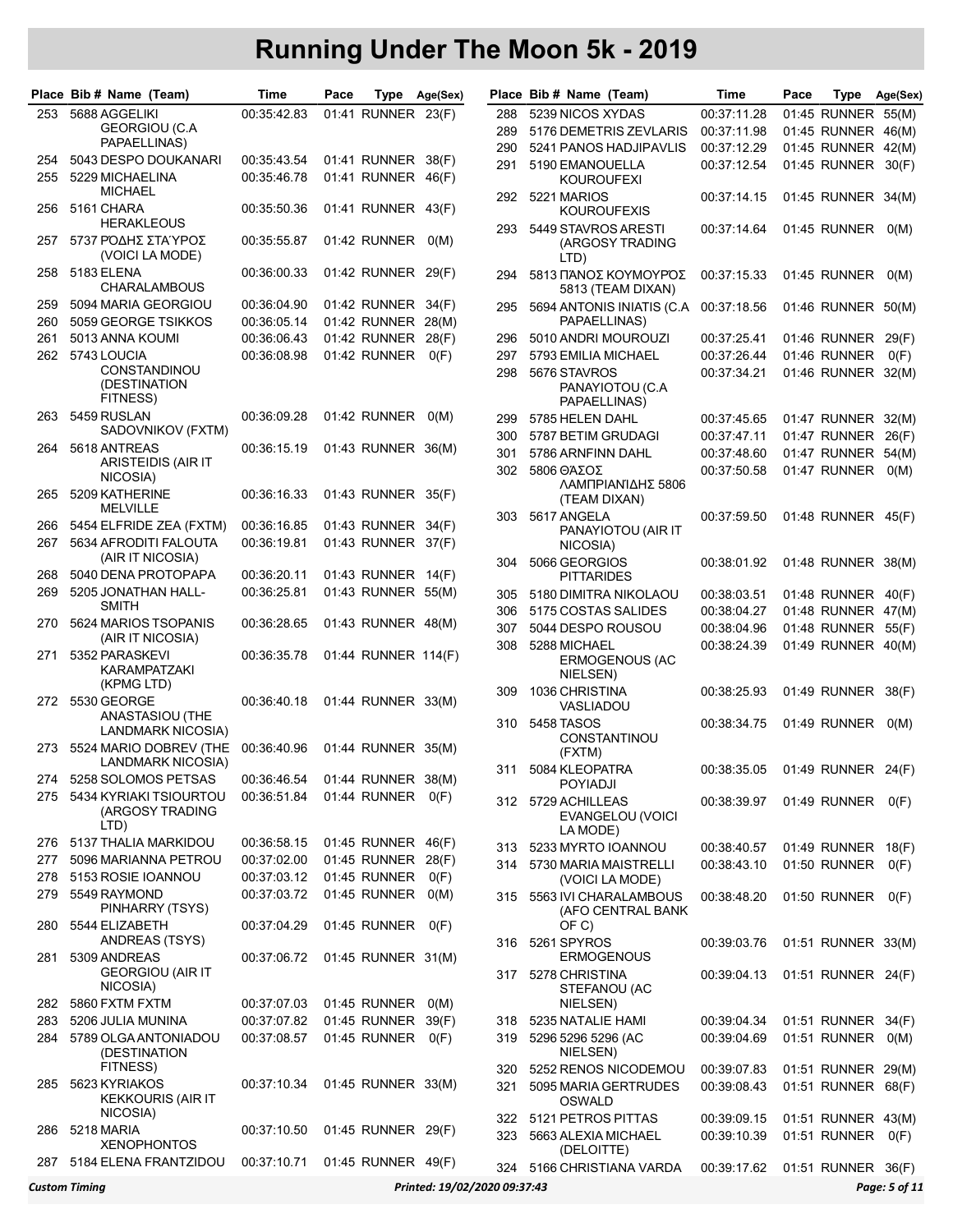# Running Under The Moon 5k - 2019

| Place | Bib # | Name (Team) | Time | Pace | Type | Age(Sex) |
|---|---|---|---|---|---|---|
| 253 | 5688 | AGGELIKI GEORGIOU (C.A PAPAELLINAS) | 00:35:42.83 | 01:41 | RUNNER | 23(F) |
| 254 | 5043 | DESPO DOUKANARI | 00:35:43.54 | 01:41 | RUNNER | 38(F) |
| 255 | 5229 | MICHAELINA MICHAEL | 00:35:46.78 | 01:41 | RUNNER | 46(F) |
| 256 | 5161 | CHARA HERAKLEOUS | 00:35:50.36 | 01:41 | RUNNER | 43(F) |
| 257 | 5737 | ΡΟΔΗΣ ΣΤΑΎΡΟΣ (VOICI LA MODE) | 00:35:55.87 | 01:42 | RUNNER | 0(M) |
| 258 | 5183 | ELENA CHARALAMBOUS | 00:36:00.33 | 01:42 | RUNNER | 29(F) |
| 259 | 5094 | MARIA GEORGIOU | 00:36:04.90 | 01:42 | RUNNER | 34(F) |
| 260 | 5059 | GEORGE TSIKKOS | 00:36:05.14 | 01:42 | RUNNER | 28(M) |
| 261 | 5013 | ANNA KOUMI | 00:36:06.43 | 01:42 | RUNNER | 28(F) |
| 262 | 5743 | LOUCIA CONSTANDINOU (DESTINATION FITNESS) | 00:36:08.98 | 01:42 | RUNNER | 0(F) |
| 263 | 5459 | RUSLAN SADOVNIKOV (FXTM) | 00:36:09.28 | 01:42 | RUNNER | 0(M) |
| 264 | 5618 | ANTREAS ARISTEIDIS (AIR IT NICOSIA) | 00:36:15.19 | 01:43 | RUNNER | 36(M) |
| 265 | 5209 | KATHERINE MELVILLE | 00:36:16.33 | 01:43 | RUNNER | 35(F) |
| 266 | 5454 | ELFRIDE ZEA (FXTM) | 00:36:16.85 | 01:43 | RUNNER | 34(F) |
| 267 | 5634 | AFRODITI FALOUTA (AIR IT NICOSIA) | 00:36:19.81 | 01:43 | RUNNER | 37(F) |
| 268 | 5040 | DENA PROTOPAPA | 00:36:20.11 | 01:43 | RUNNER | 14(F) |
| 269 | 5205 | JONATHAN HALL-SMITH | 00:36:25.81 | 01:43 | RUNNER | 55(M) |
| 270 | 5624 | MARIOS TSOPANIS (AIR IT NICOSIA) | 00:36:28.65 | 01:43 | RUNNER | 48(M) |
| 271 | 5352 | PARASKEVI KARAMPATZAKI (KPMG LTD) | 00:36:35.78 | 01:44 | RUNNER | 114(F) |
| 272 | 5530 | GEORGE ANASTASIOU (THE LANDMARK NICOSIA) | 00:36:40.18 | 01:44 | RUNNER | 33(M) |
| 273 | 5524 | MARIO DOBREV (THE LANDMARK NICOSIA) | 00:36:40.96 | 01:44 | RUNNER | 35(M) |
| 274 | 5258 | SOLOMOS PETSAS | 00:36:46.54 | 01:44 | RUNNER | 38(M) |
| 275 | 5434 | KYRIAKI TSIOURTOU (ARGOSY TRADING LTD) | 00:36:51.84 | 01:44 | RUNNER | 0(F) |
| 276 | 5137 | THALIA MARKIDOU | 00:36:58.15 | 01:45 | RUNNER | 46(F) |
| 277 | 5096 | MARIANNA PETROU | 00:37:02.00 | 01:45 | RUNNER | 28(F) |
| 278 | 5153 | ROSIE IOANNOU | 00:37:03.12 | 01:45 | RUNNER | 0(F) |
| 279 | 5549 | RAYMOND PINHARRY (TSYS) | 00:37:03.72 | 01:45 | RUNNER | 0(M) |
| 280 | 5544 | ELIZABETH ANDREAS (TSYS) | 00:37:04.29 | 01:45 | RUNNER | 0(F) |
| 281 | 5309 | ANDREAS GEORGIOU (AIR IT NICOSIA) | 00:37:06.72 | 01:45 | RUNNER | 31(M) |
| 282 | 5860 | FXTM FXTM | 00:37:07.03 | 01:45 | RUNNER | 0(M) |
| 283 | 5206 | JULIA MUNINA | 00:37:07.82 | 01:45 | RUNNER | 39(F) |
| 284 | 5789 | OLGA ANTONIADOU (DESTINATION FITNESS) | 00:37:08.57 | 01:45 | RUNNER | 0(F) |
| 285 | 5623 | KYRIAKOS KEKKOURIS (AIR IT NICOSIA) | 00:37:10.34 | 01:45 | RUNNER | 33(M) |
| 286 | 5218 | MARIA XENOPHONTOS | 00:37:10.50 | 01:45 | RUNNER | 29(F) |
| 287 | 5184 | ELENA FRANTZIDOU | 00:37:10.71 | 01:45 | RUNNER | 49(F) |
| 288 | 5239 | NICOS XYDAS | 00:37:11.28 | 01:45 | RUNNER | 55(M) |
| 289 | 5176 | DEMETRIS ZEVLARIS | 00:37:11.98 | 01:45 | RUNNER | 46(M) |
| 290 | 5241 | PANOS HADJIPAVLIS | 00:37:12.29 | 01:45 | RUNNER | 42(M) |
| 291 | 5190 | EMANOUELLA KOUROUFEXI | 00:37:12.54 | 01:45 | RUNNER | 30(F) |
| 292 | 5221 | MARIOS KOUROUFEXIS | 00:37:14.15 | 01:45 | RUNNER | 34(M) |
| 293 | 5449 | STAVROS ARESTI (ARGOSY TRADING LTD) | 00:37:14.64 | 01:45 | RUNNER | 0(M) |
| 294 | 5813 | ΠΑΝΟΣ ΚΟΥΜΟΥΡΟΣ 5813 (TEAM DIXAN) | 00:37:15.33 | 01:45 | RUNNER | 0(M) |
| 295 | 5694 | ANTONIS INIATIS (C.A PAPAELLINAS) | 00:37:18.56 | 01:46 | RUNNER | 50(M) |
| 296 | 5010 | ANDRI MOUROUZI | 00:37:25.41 | 01:46 | RUNNER | 29(F) |
| 297 | 5793 | EMILIA MICHAEL | 00:37:26.44 | 01:46 | RUNNER | 0(F) |
| 298 | 5676 | STAVROS PANAYIOTOU (C.A PAPAELLINAS) | 00:37:34.21 | 01:46 | RUNNER | 32(M) |
| 299 | 5785 | HELEN DAHL | 00:37:45.65 | 01:47 | RUNNER | 32(M) |
| 300 | 5787 | BETIM GRUDAGI | 00:37:47.11 | 01:47 | RUNNER | 26(F) |
| 301 | 5786 | ARNFINN DAHL | 00:37:48.60 | 01:47 | RUNNER | 54(M) |
| 302 | 5806 | ΘΆΣΟΣ ΛΑΜΠΡΙΑΝΊΔΗΣ 5806 (TEAM DIXAN) | 00:37:50.58 | 01:47 | RUNNER | 0(M) |
| 303 | 5617 | ANGELA PANAYIOTOU (AIR IT NICOSIA) | 00:37:59.50 | 01:48 | RUNNER | 45(F) |
| 304 | 5066 | GEORGIOS PITTARIDES | 00:38:01.92 | 01:48 | RUNNER | 38(M) |
| 305 | 5180 | DIMITRA NIKOLAOU | 00:38:03.51 | 01:48 | RUNNER | 40(F) |
| 306 | 5175 | COSTAS SALIDES | 00:38:04.27 | 01:48 | RUNNER | 47(M) |
| 307 | 5044 | DESPO ROUSOU | 00:38:04.96 | 01:48 | RUNNER | 55(F) |
| 308 | 5288 | MICHAEL ERMOGENOUS (AC NIELSEN) | 00:38:24.39 | 01:49 | RUNNER | 40(M) |
| 309 | 1036 | CHRISTINA VASLIADOU | 00:38:25.93 | 01:49 | RUNNER | 38(F) |
| 310 | 5458 | TASOS CONSTANTINOU (FXTM) | 00:38:34.75 | 01:49 | RUNNER | 0(M) |
| 311 | 5084 | KLEOPATRA POYIADJI | 00:38:35.05 | 01:49 | RUNNER | 24(F) |
| 312 | 5729 | ACHILLEAS EVANGELOU (VOICI LA MODE) | 00:38:39.97 | 01:49 | RUNNER | 0(F) |
| 313 | 5233 | MYRTO IOANNOU | 00:38:40.57 | 01:49 | RUNNER | 18(F) |
| 314 | 5730 | MARIA MAISTRELLI (VOICI LA MODE) | 00:38:43.10 | 01:50 | RUNNER | 0(F) |
| 315 | 5563 | IVI CHARALAMBOUS (AFO CENTRAL BANK OF C) | 00:38:48.20 | 01:50 | RUNNER | 0(F) |
| 316 | 5261 | SPYROS ERMOGENOUS | 00:39:03.76 | 01:51 | RUNNER | 33(M) |
| 317 | 5278 | CHRISTINA STEFANOU (AC NIELSEN) | 00:39:04.13 | 01:51 | RUNNER | 24(F) |
| 318 | 5235 | NATALIE HAMI | 00:39:04.34 | 01:51 | RUNNER | 34(F) |
| 319 | 5296 | 5296 5296 (AC NIELSEN) | 00:39:04.69 | 01:51 | RUNNER | 0(M) |
| 320 | 5252 | RENOS NICODEMOU | 00:39:07.83 | 01:51 | RUNNER | 29(M) |
| 321 | 5095 | MARIA GERTRUDES OSWALD | 00:39:08.43 | 01:51 | RUNNER | 68(F) |
| 322 | 5121 | PETROS PITTAS | 00:39:09.15 | 01:51 | RUNNER | 43(M) |
| 323 | 5663 | ALEXIA MICHAEL (DELOITTE) | 00:39:10.39 | 01:51 | RUNNER | 0(F) |
| 324 | 5166 | CHRISTIANA VARDA | 00:39:17.62 | 01:51 | RUNNER | 36(F) |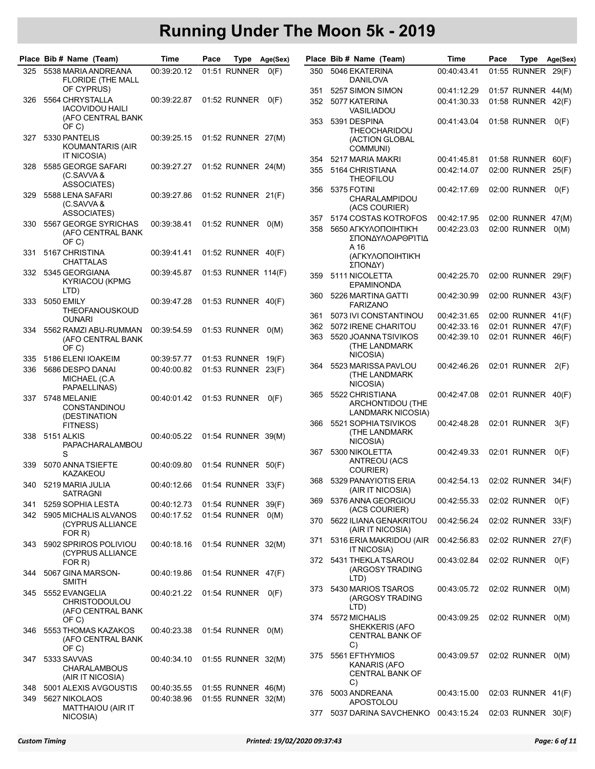# Running Under The Moon 5k - 2019

| Place | Bib # | Name (Team) | Time | Pace | Type | Age(Sex) |
|---|---|---|---|---|---|---|
| 325 | 5538 | MARIA ANDREANA FLORIDE (THE MALL OF CYPRUS) | 00:39:20.12 | 01:51 | RUNNER | 0(F) |
| 326 | 5564 | CHRYSTALLA IACOVIDOU HAILI (AFO CENTRAL BANK OF C) | 00:39:22.87 | 01:52 | RUNNER | 0(F) |
| 327 | 5330 | PANTELIS KOUMANTARIS (AIR IT NICOSIA) | 00:39:25.15 | 01:52 | RUNNER | 27(M) |
| 328 | 5585 | GEORGE SAFARI (C.SAVVA & ASSOCIATES) | 00:39:27.27 | 01:52 | RUNNER | 24(M) |
| 329 | 5588 | LENA SAFARI (C.SAVVA & ASSOCIATES) | 00:39:27.86 | 01:52 | RUNNER | 21(F) |
| 330 | 5567 | GEORGE SYRICHAS (AFO CENTRAL BANK OF C) | 00:39:38.41 | 01:52 | RUNNER | 0(M) |
| 331 | 5167 | CHRISTINA CHATTALAS | 00:39:41.41 | 01:52 | RUNNER | 40(F) |
| 332 | 5345 | GEORGIANA KYRIACOU (KPMG LTD) | 00:39:45.87 | 01:53 | RUNNER | 114(F) |
| 333 | 5050 | EMILY THEOFANOUSKOUDOUNARI | 00:39:47.28 | 01:53 | RUNNER | 40(F) |
| 334 | 5562 | RAMZI ABU-RUMMAN (AFO CENTRAL BANK OF C) | 00:39:54.59 | 01:53 | RUNNER | 0(M) |
| 335 | 5186 | ELENI IOAKEIM | 00:39:57.77 | 01:53 | RUNNER | 19(F) |
| 336 | 5686 | DESPO DANAI MICHAEL (C.A PAPAELLINAS) | 00:40:00.82 | 01:53 | RUNNER | 23(F) |
| 337 | 5748 | MELANIE CONSTANDINOU (DESTINATION FITNESS) | 00:40:01.42 | 01:53 | RUNNER | 0(F) |
| 338 | 5151 | ALKIS PAPACHARALAMBOUS | 00:40:05.22 | 01:54 | RUNNER | 39(M) |
| 339 | 5070 | ANNA TSIEFTE KAZAKEOU | 00:40:09.80 | 01:54 | RUNNER | 50(F) |
| 340 | 5219 | MARIA JULIA SATRAGNI | 00:40:12.66 | 01:54 | RUNNER | 33(F) |
| 341 | 5259 | SOPHIA LESTA | 00:40:12.73 | 01:54 | RUNNER | 39(F) |
| 342 | 5905 | MICHALIS ALVANOS (CYPRUS ALLIANCE FOR R) | 00:40:17.52 | 01:54 | RUNNER | 0(M) |
| 343 | 5902 | SPRIROS POLIVIOU (CYPRUS ALLIANCE FOR R) | 00:40:18.16 | 01:54 | RUNNER | 32(M) |
| 344 | 5067 | GINA MARSON-SMITH | 00:40:19.86 | 01:54 | RUNNER | 47(F) |
| 345 | 5552 | EVANGELIA CHRISTODOULOU (AFO CENTRAL BANK OF C) | 00:40:21.22 | 01:54 | RUNNER | 0(F) |
| 346 | 5553 | THOMAS KAZAKOS (AFO CENTRAL BANK OF C) | 00:40:23.38 | 01:54 | RUNNER | 0(M) |
| 347 | 5333 | SAVVAS CHARALAMBOUS (AIR IT NICOSIA) | 00:40:34.10 | 01:55 | RUNNER | 32(M) |
| 348 | 5001 | ALEXIS AVGOUSTIS | 00:40:35.55 | 01:55 | RUNNER | 46(M) |
| 349 | 5627 | NIKOLAOS MATTHAIOU (AIR IT NICOSIA) | 00:40:38.96 | 01:55 | RUNNER | 32(M) |
| 350 | 5046 | EKATERINA DANILOVA | 00:40:43.41 | 01:55 | RUNNER | 29(F) |
| 351 | 5257 | SIMON SIMON | 00:41:12.29 | 01:57 | RUNNER | 44(M) |
| 352 | 5077 | KATERINA VASILIADOU | 00:41:30.33 | 01:58 | RUNNER | 42(F) |
| 353 | 5391 | DESPINA THEOCHARIDOU (ACTION GLOBAL COMMUNI) | 00:41:43.04 | 01:58 | RUNNER | 0(F) |
| 354 | 5217 | MARIA MAKRI | 00:41:45.81 | 01:58 | RUNNER | 60(F) |
| 355 | 5164 | CHRISTIANA THEOFILOU | 00:42:14.07 | 02:00 | RUNNER | 25(F) |
| 356 | 5375 | FOTINI CHARALAMPIDOU (ACS COURIER) | 00:42:17.69 | 02:00 | RUNNER | 0(F) |
| 357 | 5174 | COSTAS KOTROFOS | 00:42:17.95 | 02:00 | RUNNER | 47(M) |
| 358 | 5650 | ΑΓΚΥΛΟΠΟΙΗΤΙΚΉ ΣΠΟΝΔΥΛΟΑΡΘΡΊΤΙΔΑ 16 (ΑΓΚΥΛΟΠΟΙΗΤΙΚΉ ΣΠΟΝΔΥ) | 00:42:23.03 | 02:00 | RUNNER | 0(M) |
| 359 | 5111 | NICOLETTA EPAMINONDA | 00:42:25.70 | 02:00 | RUNNER | 29(F) |
| 360 | 5226 | MARTINA GATTI FARIZANO | 00:42:30.99 | 02:00 | RUNNER | 43(F) |
| 361 | 5073 | IVI CONSTANTINOU | 00:42:31.65 | 02:00 | RUNNER | 41(F) |
| 362 | 5072 | IRENE CHARITOU | 00:42:33.16 | 02:01 | RUNNER | 47(F) |
| 363 | 5520 | JOANNA TSIVIKOS (THE LANDMARK NICOSIA) | 00:42:39.10 | 02:01 | RUNNER | 46(F) |
| 364 | 5523 | MARISSA PAVLOU (THE LANDMARK NICOSIA) | 00:42:46.26 | 02:01 | RUNNER | 2(F) |
| 365 | 5522 | CHRISTIANA ARCHONTIDOU (THE LANDMARK NICOSIA) | 00:42:47.08 | 02:01 | RUNNER | 40(F) |
| 366 | 5521 | SOPHIA TSIVIKOS (THE LANDMARK NICOSIA) | 00:42:48.28 | 02:01 | RUNNER | 3(F) |
| 367 | 5300 | NIKOLETTA ANTREOU (ACS COURIER) | 00:42:49.33 | 02:01 | RUNNER | 0(F) |
| 368 | 5329 | PANAYIOTIS ERIA (AIR IT NICOSIA) | 00:42:54.13 | 02:02 | RUNNER | 34(F) |
| 369 | 5376 | ANNA GEORGIOU (ACS COURIER) | 00:42:55.33 | 02:02 | RUNNER | 0(F) |
| 370 | 5622 | ILIANA GENAKRITOU (AIR IT NICOSIA) | 00:42:56.24 | 02:02 | RUNNER | 33(F) |
| 371 | 5316 | ERIA MAKRIDOU (AIR IT NICOSIA) | 00:42:56.83 | 02:02 | RUNNER | 27(F) |
| 372 | 5431 | THEKLA TSAROU (ARGOSY TRADING LTD) | 00:43:02.84 | 02:02 | RUNNER | 0(F) |
| 373 | 5430 | MARIOS TSAROS (ARGOSY TRADING LTD) | 00:43:05.72 | 02:02 | RUNNER | 0(M) |
| 374 | 5572 | MICHALIS SHEKKERIS (AFO CENTRAL BANK OF C) | 00:43:09.25 | 02:02 | RUNNER | 0(M) |
| 375 | 5561 | EFTHYMIOS KANARIS (AFO CENTRAL BANK OF C) | 00:43:09.57 | 02:02 | RUNNER | 0(M) |
| 376 | 5003 | ANDREANA APOSTOLOU | 00:43:15.00 | 02:03 | RUNNER | 41(F) |
| 377 | 5037 | DARINA SAVCHENKO | 00:43:15.24 | 02:03 | RUNNER | 30(F) |

*Custom Timing* *Printed: 19/02/2020 09:37:43*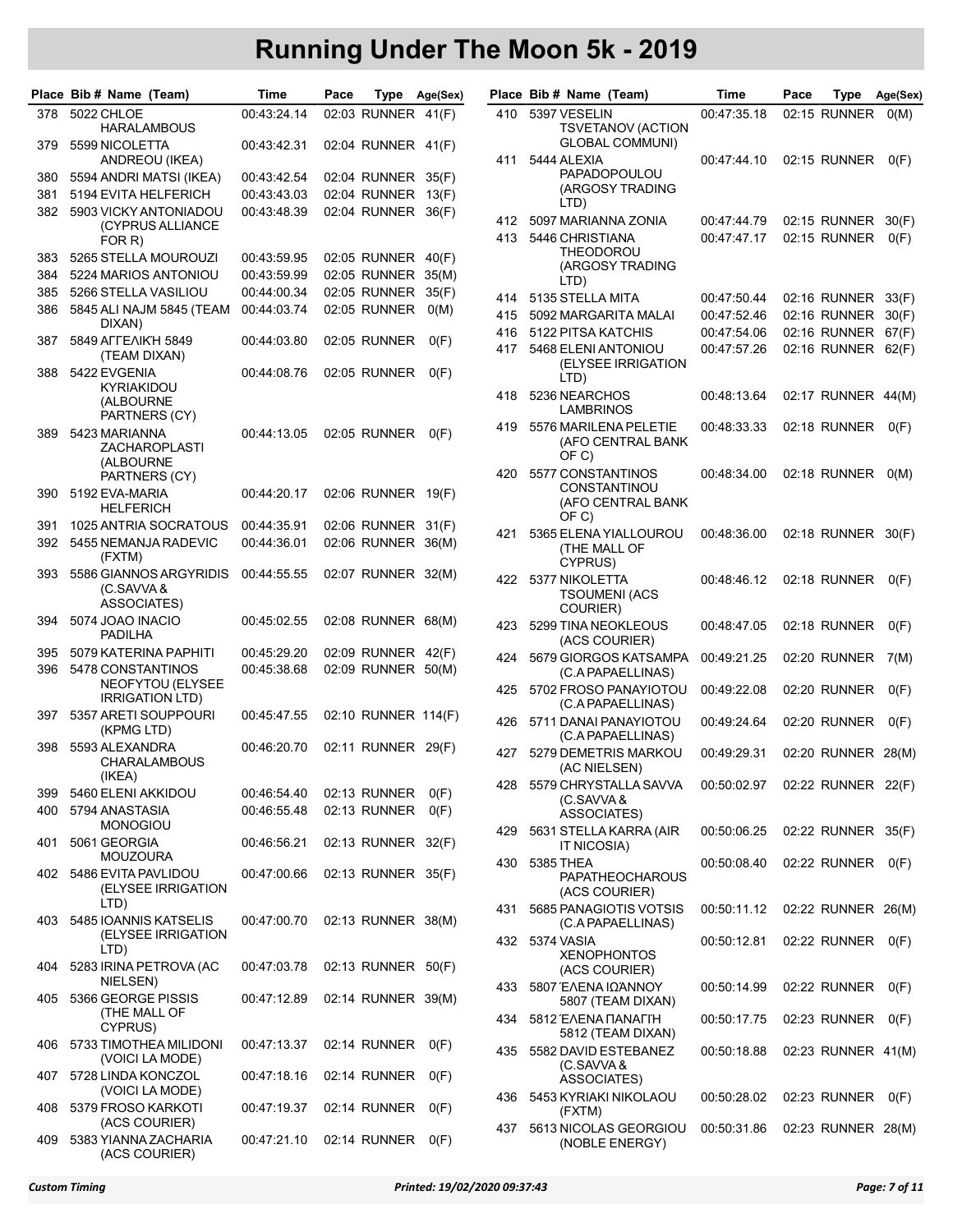# Running Under The Moon 5k - 2019

| Place | Bib # | Name (Team) | Time | Pace | Type | Age(Sex) |
|---|---|---|---|---|---|---|
| 378 | 5022 | CHLOE HARALAMBOUS | 00:43:24.14 | 02:03 | RUNNER | 41(F) |
| 379 | 5599 | NICOLETTA ANDREOU (IKEA) | 00:43:42.31 | 02:04 | RUNNER | 41(F) |
| 380 | 5594 | ANDRI MATSI (IKEA) | 00:43:42.54 | 02:04 | RUNNER | 35(F) |
| 381 | 5194 | EVITA HELFERICH | 00:43:43.03 | 02:04 | RUNNER | 13(F) |
| 382 | 5903 | VICKY ANTONIADOU (CYPRUS ALLIANCE FOR R) | 00:43:48.39 | 02:04 | RUNNER | 36(F) |
| 383 | 5265 | STELLA MOUROUZI | 00:43:59.95 | 02:05 | RUNNER | 40(F) |
| 384 | 5224 | MARIOS ANTONIOU | 00:43:59.99 | 02:05 | RUNNER | 35(M) |
| 385 | 5266 | STELLA VASILIOU | 00:44:00.34 | 02:05 | RUNNER | 35(F) |
| 386 | 5845 | ALI NAJM 5845 (TEAM DIXAN) | 00:44:03.74 | 02:05 | RUNNER | 0(M) |
| 387 | 5849 | ΑΓΓΕΛΙΚΉ 5849 (TEAM DIXAN) | 00:44:03.80 | 02:05 | RUNNER | 0(F) |
| 388 | 5422 | EVGENIA KYRIAKIDOU (ALBOURNE PARTNERS (CY) | 00:44:08.76 | 02:05 | RUNNER | 0(F) |
| 389 | 5423 | MARIANNA ZACHAROPLASTI (ALBOURNE PARTNERS (CY) | 00:44:13.05 | 02:05 | RUNNER | 0(F) |
| 390 | 5192 | EVA-MARIA HELFERICH | 00:44:20.17 | 02:06 | RUNNER | 19(F) |
| 391 | 1025 | ANTRIA SOCRATOUS | 00:44:35.91 | 02:06 | RUNNER | 31(F) |
| 392 | 5455 | NEMANJA RADEVIC (FXTM) | 00:44:36.01 | 02:06 | RUNNER | 36(M) |
| 393 | 5586 | GIANNOS ARGYRIDIS (C.SAVVA & ASSOCIATES) | 00:44:55.55 | 02:07 | RUNNER | 32(M) |
| 394 | 5074 | JOAO INACIO PADILHA | 00:45:02.55 | 02:08 | RUNNER | 68(M) |
| 395 | 5079 | KATERINA PAPHITI | 00:45:29.20 | 02:09 | RUNNER | 42(F) |
| 396 | 5478 | CONSTANTINOS NEOFYTOU (ELYSEE IRRIGATION LTD) | 00:45:38.68 | 02:09 | RUNNER | 50(M) |
| 397 | 5357 | ARETI SOUPPOURI (KPMG LTD) | 00:45:47.55 | 02:10 | RUNNER | 114(F) |
| 398 | 5593 | ALEXANDRA CHARALAMBOUS (IKEA) | 00:46:20.70 | 02:11 | RUNNER | 29(F) |
| 399 | 5460 | ELENI AKKIDOU | 00:46:54.40 | 02:13 | RUNNER | 0(F) |
| 400 | 5794 | ANASTASIA MONOGIOU | 00:46:55.48 | 02:13 | RUNNER | 0(F) |
| 401 | 5061 | GEORGIA MOUZOURA | 00:46:56.21 | 02:13 | RUNNER | 32(F) |
| 402 | 5486 | EVITA PAVLIDOU (ELYSEE IRRIGATION LTD) | 00:47:00.66 | 02:13 | RUNNER | 35(F) |
| 403 | 5485 | IOANNIS KATSELIS (ELYSEE IRRIGATION LTD) | 00:47:00.70 | 02:13 | RUNNER | 38(M) |
| 404 | 5283 | IRINA PETROVA (AC NIELSEN) | 00:47:03.78 | 02:13 | RUNNER | 50(F) |
| 405 | 5366 | GEORGE PISSIS (THE MALL OF CYPRUS) | 00:47:12.89 | 02:14 | RUNNER | 39(M) |
| 406 | 5733 | TIMOTHEA MILIDONI (VOICI LA MODE) | 00:47:13.37 | 02:14 | RUNNER | 0(F) |
| 407 | 5728 | LINDA KONCZOL (VOICI LA MODE) | 00:47:18.16 | 02:14 | RUNNER | 0(F) |
| 408 | 5379 | FROSO KARKOTI (ACS COURIER) | 00:47:19.37 | 02:14 | RUNNER | 0(F) |
| 409 | 5383 | YIANNA ZACHARIA (ACS COURIER) | 00:47:21.10 | 02:14 | RUNNER | 0(F) |
| 410 | 5397 | VESELIN TSVETANOV (ACTION GLOBAL COMMUNI) | 00:47:35.18 | 02:15 | RUNNER | 0(M) |
| 411 | 5444 | ALEXIA PAPADOPOULOU (ARGOSY TRADING LTD) | 00:47:44.10 | 02:15 | RUNNER | 0(F) |
| 412 | 5097 | MARIANNA ZONIA | 00:47:44.79 | 02:15 | RUNNER | 30(F) |
| 413 | 5446 | CHRISTIANA THEODOROU (ARGOSY TRADING LTD) | 00:47:47.17 | 02:15 | RUNNER | 0(F) |
| 414 | 5135 | STELLA MITA | 00:47:50.44 | 02:16 | RUNNER | 33(F) |
| 415 | 5092 | MARGARITA MALAI | 00:47:52.46 | 02:16 | RUNNER | 30(F) |
| 416 | 5122 | PITSA KATCHIS | 00:47:54.06 | 02:16 | RUNNER | 67(F) |
| 417 | 5468 | ELENI ANTONIOU (ELYSEE IRRIGATION LTD) | 00:47:57.26 | 02:16 | RUNNER | 62(F) |
| 418 | 5236 | NEARCHOS LAMBRINOS | 00:48:13.64 | 02:17 | RUNNER | 44(M) |
| 419 | 5576 | MARILENA PELETIE (AFO CENTRAL BANK OF C) | 00:48:33.33 | 02:18 | RUNNER | 0(F) |
| 420 | 5577 | CONSTANTINOS CONSTANTINOU (AFO CENTRAL BANK OF C) | 00:48:34.00 | 02:18 | RUNNER | 0(M) |
| 421 | 5365 | ELENA YIALLOUROU (THE MALL OF CYPRUS) | 00:48:36.00 | 02:18 | RUNNER | 30(F) |
| 422 | 5377 | NIKOLETTA TSOUMENI (ACS COURIER) | 00:48:46.12 | 02:18 | RUNNER | 0(F) |
| 423 | 5299 | TINA NEOKLEOUS (ACS COURIER) | 00:48:47.05 | 02:18 | RUNNER | 0(F) |
| 424 | 5679 | GIORGOS KATSAMPA (C.A PAPAELLINAS) | 00:49:21.25 | 02:20 | RUNNER | 7(M) |
| 425 | 5702 | FROSO PANAYIOTOU (C.A PAPAELLINAS) | 00:49:22.08 | 02:20 | RUNNER | 0(F) |
| 426 | 5711 | DANAI PANAYIOTOU (C.A PAPAELLINAS) | 00:49:24.64 | 02:20 | RUNNER | 0(F) |
| 427 | 5279 | DEMETRIS MARKOU (AC NIELSEN) | 00:49:29.31 | 02:20 | RUNNER | 28(M) |
| 428 | 5579 | CHRYSTALLA SAVVA (C.SAVVA & ASSOCIATES) | 00:50:02.97 | 02:22 | RUNNER | 22(F) |
| 429 | 5631 | STELLA KARRA (AIR IT NICOSIA) | 00:50:06.25 | 02:22 | RUNNER | 35(F) |
| 430 | 5385 | THEA PAPATHEOCHAROUS (ACS COURIER) | 00:50:08.40 | 02:22 | RUNNER | 0(F) |
| 431 | 5685 | PANAGIOTIS VOTSIS (C.A PAPAELLINAS) | 00:50:11.12 | 02:22 | RUNNER | 26(M) |
| 432 | 5374 | VASIA XENOPHONTOS (ACS COURIER) | 00:50:12.81 | 02:22 | RUNNER | 0(F) |
| 433 | 5807 | ΈΛΕΝΑ ΙΩΆΝΝΟΥ 5807 (TEAM DIXAN) | 00:50:14.99 | 02:22 | RUNNER | 0(F) |
| 434 | 5812 | ΈΛΕΝΑ ΠΑΝΑΓΉ 5812 (TEAM DIXAN) | 00:50:17.75 | 02:23 | RUNNER | 0(F) |
| 435 | 5582 | DAVID ESTEBANEZ (C.SAVVA & ASSOCIATES) | 00:50:18.88 | 02:23 | RUNNER | 41(M) |
| 436 | 5453 | KYRIAKI NIKOLAOU (FXTM) | 00:50:28.02 | 02:23 | RUNNER | 0(F) |
| 437 | 5613 | NICOLAS GEORGIOU (NOBLE ENERGY) | 00:50:31.86 | 02:23 | RUNNER | 28(M) |

*Custom Timing* — *Printed: 19/02/2020 09:37:43*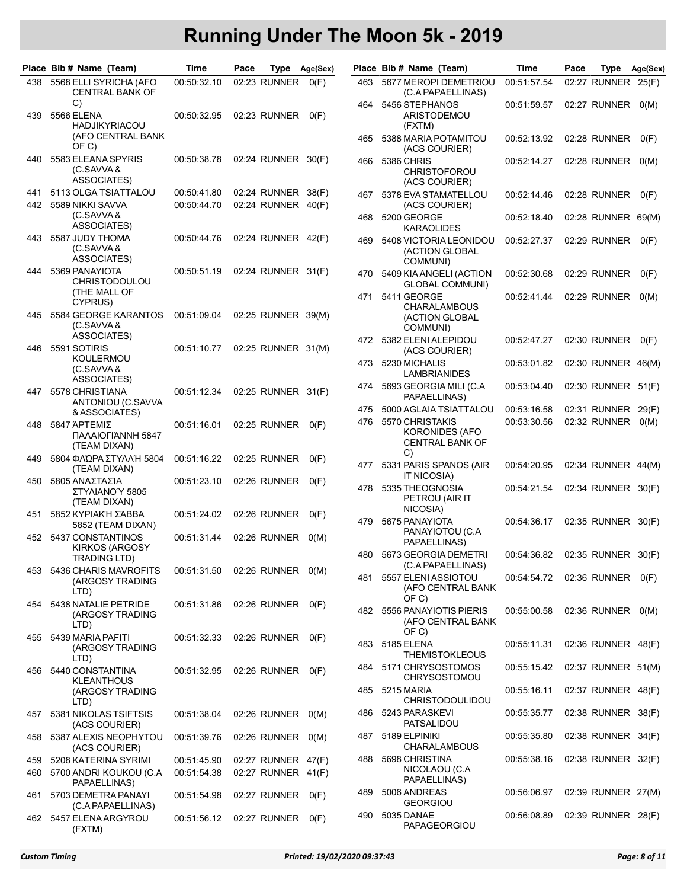# Running Under The Moon 5k - 2019

| Place | Bib # | Name (Team) | Time | Pace | Type | Age(Sex) |
|---|---|---|---|---|---|---|
| 438 | 5568 | ELLI SYRICHA (AFO CENTRAL BANK OF C) | 00:50:32.10 | 02:23 | RUNNER | 0(F) |
| 439 | 5566 | ELENA HADJIKYRIACOU (AFO CENTRAL BANK OF C) | 00:50:32.95 | 02:23 | RUNNER | 0(F) |
| 440 | 5583 | ELEANA SPYRIS (C.SAVVA & ASSOCIATES) | 00:50:38.78 | 02:24 | RUNNER | 30(F) |
| 441 | 5113 | OLGA TSIATTALOU | 00:50:41.80 | 02:24 | RUNNER | 38(F) |
| 442 | 5589 | NIKKI SAVVA (C.SAVVA & ASSOCIATES) | 00:50:44.70 | 02:24 | RUNNER | 40(F) |
| 443 | 5587 | JUDY THOMA (C.SAVVA & ASSOCIATES) | 00:50:44.76 | 02:24 | RUNNER | 42(F) |
| 444 | 5369 | PANAYIOTA CHRISTODOULOU (THE MALL OF CYPRUS) | 00:50:51.19 | 02:24 | RUNNER | 31(F) |
| 445 | 5584 | GEORGE KARANTOS (C.SAVVA & ASSOCIATES) | 00:51:09.04 | 02:25 | RUNNER | 39(M) |
| 446 | 5591 | SOTIRIS KOULERMOU (C.SAVVA & ASSOCIATES) | 00:51:10.77 | 02:25 | RUNNER | 31(M) |
| 447 | 5578 | CHRISTIANA ANTONIOU (C.SAVVA & ASSOCIATES) | 00:51:12.34 | 02:25 | RUNNER | 31(F) |
| 448 | 5847 | ἌΡΤΕΜΙΣ ΠΑΛΑΙΟΓΙΆΝΝΗ 5847 (TEAM DIXAN) | 00:51:16.01 | 02:25 | RUNNER | 0(F) |
| 449 | 5804 | ΦΛΏΡΑ ΣΤΥΛΛΉ 5804 (TEAM DIXAN) | 00:51:16.22 | 02:25 | RUNNER | 0(F) |
| 450 | 5805 | ΑΝΑΣΤΑΣΊΑ ΣΤΥΛΙΑΝΟΎ 5805 (TEAM DIXAN) | 00:51:23.10 | 02:26 | RUNNER | 0(F) |
| 451 | 5852 | ΚΥΡΙΑΚΉ ΣΆΒΒΑ 5852 (TEAM DIXAN) | 00:51:24.02 | 02:26 | RUNNER | 0(F) |
| 452 | 5437 | CONSTANTINOS KIRKOS (ARGOSY TRADING LTD) | 00:51:31.44 | 02:26 | RUNNER | 0(M) |
| 453 | 5436 | CHARIS MAVROFITS (ARGOSY TRADING LTD) | 00:51:31.50 | 02:26 | RUNNER | 0(M) |
| 454 | 5438 | NATALIE PETRIDE (ARGOSY TRADING LTD) | 00:51:31.86 | 02:26 | RUNNER | 0(F) |
| 455 | 5439 | MARIA PAFITI (ARGOSY TRADING LTD) | 00:51:32.33 | 02:26 | RUNNER | 0(F) |
| 456 | 5440 | CONSTANTINA KLEANTHOUS (ARGOSY TRADING LTD) | 00:51:32.95 | 02:26 | RUNNER | 0(F) |
| 457 | 5381 | NIKOLAS TSIFTSIS (ACS COURIER) | 00:51:38.04 | 02:26 | RUNNER | 0(M) |
| 458 | 5387 | ALEXIS NEOPHYTOU (ACS COURIER) | 00:51:39.76 | 02:26 | RUNNER | 0(M) |
| 459 | 5208 | KATERINA SYRIMI | 00:51:45.90 | 02:27 | RUNNER | 47(F) |
| 460 | 5700 | ANDRI KOUKOU (C.A PAPAELLINAS) | 00:51:54.38 | 02:27 | RUNNER | 41(F) |
| 461 | 5703 | DEMETRA PANAYI (C.A PAPAELLINAS) | 00:51:54.98 | 02:27 | RUNNER | 0(F) |
| 462 | 5457 | ELENA ARGYROU (FXTM) | 00:51:56.12 | 02:27 | RUNNER | 0(F) |
| 463 | 5677 | MEROPI DEMETRIOU (C.A PAPAELLINAS) | 00:51:57.54 | 02:27 | RUNNER | 25(F) |
| 464 | 5456 | STEPHANOS ARISTODEMOU (FXTM) | 00:51:59.57 | 02:27 | RUNNER | 0(M) |
| 465 | 5388 | MARIA POTAMITOU (ACS COURIER) | 00:52:13.92 | 02:28 | RUNNER | 0(F) |
| 466 | 5386 | CHRIS CHRISTOFOROU (ACS COURIER) | 00:52:14.27 | 02:28 | RUNNER | 0(M) |
| 467 | 5378 | EVA STAMATELLOU (ACS COURIER) | 00:52:14.46 | 02:28 | RUNNER | 0(F) |
| 468 | 5200 | GEORGE KARAOLIDES | 00:52:18.40 | 02:28 | RUNNER | 69(M) |
| 469 | 5408 | VICTORIA LEONIDOU (ACTION GLOBAL COMMUNI) | 00:52:27.37 | 02:29 | RUNNER | 0(F) |
| 470 | 5409 | KIA ANGELI (ACTION GLOBAL COMMUNI) | 00:52:30.68 | 02:29 | RUNNER | 0(F) |
| 471 | 5411 | GEORGE CHARALAMBOUS (ACTION GLOBAL COMMUNI) | 00:52:41.44 | 02:29 | RUNNER | 0(M) |
| 472 | 5382 | ELENI ALEPIDOU (ACS COURIER) | 00:52:47.27 | 02:30 | RUNNER | 0(F) |
| 473 | 5230 | MICHALIS LAMBRIANIDES | 00:53:01.82 | 02:30 | RUNNER | 46(M) |
| 474 | 5693 | GEORGIA MILI (C.A PAPAELLINAS) | 00:53:04.40 | 02:30 | RUNNER | 51(F) |
| 475 | 5000 | AGLAIA TSIATTALOU | 00:53:16.58 | 02:31 | RUNNER | 29(F) |
| 476 | 5570 | CHRISTAKIS KORONIDES (AFO CENTRAL BANK OF C) | 00:53:30.56 | 02:32 | RUNNER | 0(M) |
| 477 | 5331 | PARIS SPANOS (AIR IT NICOSIA) | 00:54:20.95 | 02:34 | RUNNER | 44(M) |
| 478 | 5335 | THEOGNOSIA PETROU (AIR IT NICOSIA) | 00:54:21.54 | 02:34 | RUNNER | 30(F) |
| 479 | 5675 | PANAYIOTA PANAYIOTOU (C.A PAPAELLINAS) | 00:54:36.17 | 02:35 | RUNNER | 30(F) |
| 480 | 5673 | GEORGIA DEMETRI (C.A PAPAELLINAS) | 00:54:36.82 | 02:35 | RUNNER | 30(F) |
| 481 | 5557 | ELENI ASSIOTOU (AFO CENTRAL BANK OF C) | 00:54:54.72 | 02:36 | RUNNER | 0(F) |
| 482 | 5556 | PANAYIOTIS PIERIS (AFO CENTRAL BANK OF C) | 00:55:00.58 | 02:36 | RUNNER | 0(M) |
| 483 | 5185 | ELENA THEMISTOKLEOUS | 00:55:11.31 | 02:36 | RUNNER | 48(F) |
| 484 | 5171 | CHRYSOSTOMOS CHRYSOSTOMOU | 00:55:15.42 | 02:37 | RUNNER | 51(M) |
| 485 | 5215 | MARIA CHRISTODOULIDOU | 00:55:16.11 | 02:37 | RUNNER | 48(F) |
| 486 | 5243 | PARASKEVI PATSALIDOU | 00:55:35.77 | 02:38 | RUNNER | 38(F) |
| 487 | 5189 | ELPINIKI CHARALAMBOUS | 00:55:35.80 | 02:38 | RUNNER | 34(F) |
| 488 | 5698 | CHRISTINA NICOLAOU (C.A PAPAELLINAS) | 00:55:38.16 | 02:38 | RUNNER | 32(F) |
| 489 | 5006 | ANDREAS GEORGIOU | 00:56:06.97 | 02:39 | RUNNER | 27(M) |
| 490 | 5035 | DANAE PAPAGEORGIOU | 00:56:08.89 | 02:39 | RUNNER | 28(F) |

*Custom Timing* *Printed: 19/02/2020 09:37:43*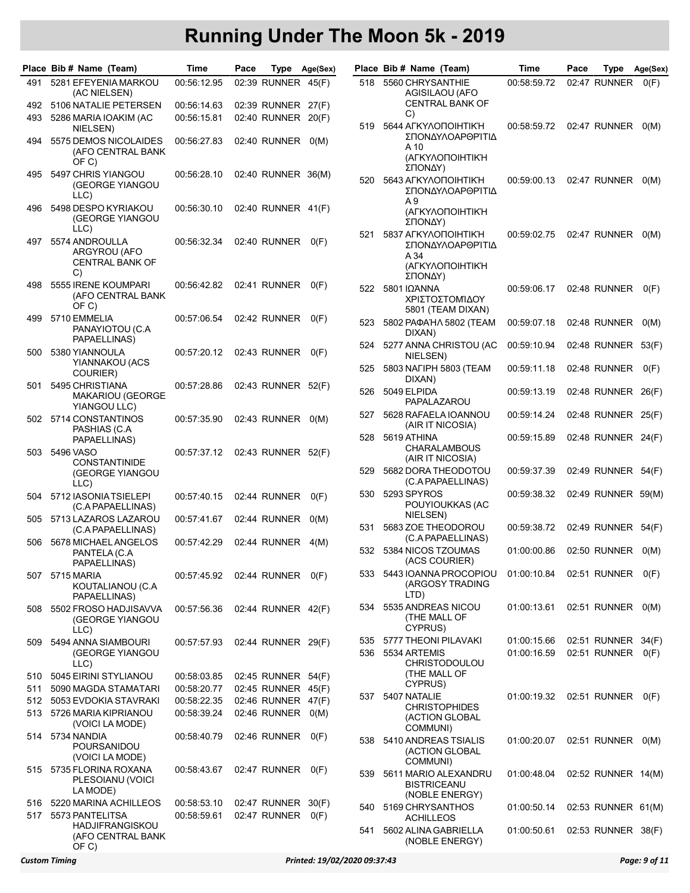# Running Under The Moon 5k - 2019

| Place | Bib # | Name (Team) | Time | Pace | Type | Age(Sex) |
|---|---|---|---|---|---|---|
| 491 | 5281 | EFEYENIA MARKOU (AC NIELSEN) | 00:56:12.95 | 02:39 | RUNNER | 45(F) |
| 492 | 5106 | NATALIE PETERSEN | 00:56:14.63 | 02:39 | RUNNER | 27(F) |
| 493 | 5286 | MARIA IOAKIM (AC NIELSEN) | 00:56:15.81 | 02:40 | RUNNER | 20(F) |
| 494 | 5575 | DEMOS NICOLAIDES (AFO CENTRAL BANK OF C) | 00:56:27.83 | 02:40 | RUNNER | 0(M) |
| 495 | 5497 | CHRIS YIANGOU (GEORGE YIANGOU LLC) | 00:56:28.10 | 02:40 | RUNNER | 36(M) |
| 496 | 5498 | DESPO KYRIAKOU (GEORGE YIANGOU LLC) | 00:56:30.10 | 02:40 | RUNNER | 41(F) |
| 497 | 5574 | ANDROULLA ARGYROU (AFO CENTRAL BANK OF C) | 00:56:32.34 | 02:40 | RUNNER | 0(F) |
| 498 | 5555 | IRENE KOUMPARI (AFO CENTRAL BANK OF C) | 00:56:42.82 | 02:41 | RUNNER | 0(F) |
| 499 | 5710 | EMMELIA PANAYIOTOU (C.A PAPAELLINAS) | 00:57:06.54 | 02:42 | RUNNER | 0(F) |
| 500 | 5380 | YIANNOULA YIANNAKOU (ACS COURIER) | 00:57:20.12 | 02:43 | RUNNER | 0(F) |
| 501 | 5495 | CHRISTIANA MAKARIOU (GEORGE YIANGOU LLC) | 00:57:28.86 | 02:43 | RUNNER | 52(F) |
| 502 | 5714 | CONSTANTINOS PASHIAS (C.A PAPAELLINAS) | 00:57:35.90 | 02:43 | RUNNER | 0(M) |
| 503 | 5496 | VASO CONSTANTINIDE (GEORGE YIANGOU LLC) | 00:57:37.12 | 02:43 | RUNNER | 52(F) |
| 504 | 5712 | IASONIA TSIELEPI (C.A PAPAELLINAS) | 00:57:40.15 | 02:44 | RUNNER | 0(F) |
| 505 | 5713 | LAZAROS LAZAROU (C.A PAPAELLINAS) | 00:57:41.67 | 02:44 | RUNNER | 0(M) |
| 506 | 5678 | MICHAEL ANGELOS PANTELA (C.A PAPAELLINAS) | 00:57:42.29 | 02:44 | RUNNER | 4(M) |
| 507 | 5715 | MARIA KOUTALIANOU (C.A PAPAELLINAS) | 00:57:45.92 | 02:44 | RUNNER | 0(F) |
| 508 | 5502 | FROSO HADJISAVVA (GEORGE YIANGOU LLC) | 00:57:56.36 | 02:44 | RUNNER | 42(F) |
| 509 | 5494 | ANNA SIAMBOURI (GEORGE YIANGOU LLC) | 00:57:57.93 | 02:44 | RUNNER | 29(F) |
| 510 | 5045 | EIRINI STYLIANOU | 00:58:03.85 | 02:45 | RUNNER | 54(F) |
| 511 | 5090 | MAGDA STAMATARI | 00:58:20.77 | 02:45 | RUNNER | 45(F) |
| 512 | 5053 | EVDOKIA STAVRAKI | 00:58:22.35 | 02:46 | RUNNER | 47(F) |
| 513 | 5726 | MARIA KIPRIANOU (VOICI LA MODE) | 00:58:39.24 | 02:46 | RUNNER | 0(M) |
| 514 | 5734 | NANDIA POURSANIDOU (VOICI LA MODE) | 00:58:40.79 | 02:46 | RUNNER | 0(F) |
| 515 | 5735 | FLORINA ROXANA PLESOIANU (VOICI LA MODE) | 00:58:43.67 | 02:47 | RUNNER | 0(F) |
| 516 | 5220 | MARINA ACHILLEOS | 00:58:53.10 | 02:47 | RUNNER | 30(F) |
| 517 | 5573 | PANTELITSA HADJIFRANGISKOU (AFO CENTRAL BANK OF C) | 00:58:59.61 | 02:47 | RUNNER | 0(F) |
| 518 | 5560 | CHRYSANTHIE AGISILAOU (AFO CENTRAL BANK OF C) | 00:58:59.72 | 02:47 | RUNNER | 0(F) |
| 519 | 5644 | ΑΓΚΥΛΟΠΟΙΗΤΙΚΉ ΣΠΟΝΔΥΛΟΑΡΘΡΊΤΙΔΑ 10 (ΑΓΚΥΛΟΠΟΙΗΤΙΚΉ ΣΠΟΝΔΥ) | 00:58:59.72 | 02:47 | RUNNER | 0(M) |
| 520 | 5643 | ΑΓΚΥΛΟΠΟΙΗΤΙΚΉ ΣΠΟΝΔΥΛΟΑΡΘΡΊΤΙΔΑ 9 (ΑΓΚΥΛΟΠΟΙΗΤΙΚΉ ΣΠΟΝΔΥ) | 00:59:00.13 | 02:47 | RUNNER | 0(M) |
| 521 | 5837 | ΑΓΚΥΛΟΠΟΙΗΤΙΚΉ ΣΠΟΝΔΥΛΟΑΡΘΡΊΤΙΔΑ 34 (ΑΓΚΥΛΟΠΟΙΗΤΙΚΉ ΣΠΟΝΔΥ) | 00:59:02.75 | 02:47 | RUNNER | 0(M) |
| 522 | 5801 | ΙΩΆΝΝΑ ΧΡΙΣΤΟΣΤΟΜΊΔΟΥ 5801 (TEAM DIXAN) | 00:59:06.17 | 02:48 | RUNNER | 0(F) |
| 523 | 5802 | ΡΑΦΑΉΛ 5802 (TEAM DIXAN) | 00:59:07.18 | 02:48 | RUNNER | 0(M) |
| 524 | 5277 | ANNA CHRISTOU (AC NIELSEN) | 00:59:10.94 | 02:48 | RUNNER | 53(F) |
| 525 | 5803 | ΝΑΓΙΡΗ 5803 (TEAM DIXAN) | 00:59:11.18 | 02:48 | RUNNER | 0(F) |
| 526 | 5049 | ELPIDA PAPALAZAROU | 00:59:13.19 | 02:48 | RUNNER | 26(F) |
| 527 | 5628 | RAFAELA IOANNOU (AIR IT NICOSIA) | 00:59:14.24 | 02:48 | RUNNER | 25(F) |
| 528 | 5619 | ATHINA CHARALAMBOUS (AIR IT NICOSIA) | 00:59:15.89 | 02:48 | RUNNER | 24(F) |
| 529 | 5682 | DORA THEODOTOU (C.A PAPAELLINAS) | 00:59:37.39 | 02:49 | RUNNER | 54(F) |
| 530 | 5293 | SPYROS POUYIOUKKAS (AC NIELSEN) | 00:59:38.32 | 02:49 | RUNNER | 59(M) |
| 531 | 5683 | ZOE THEODOROU (C.A PAPAELLINAS) | 00:59:38.72 | 02:49 | RUNNER | 54(F) |
| 532 | 5384 | NICOS TZOUMAS (ACS COURIER) | 01:00:00.86 | 02:50 | RUNNER | 0(M) |
| 533 | 5443 | IOANNA PROCOPIOU (ARGOSY TRADING LTD) | 01:00:10.84 | 02:51 | RUNNER | 0(F) |
| 534 | 5535 | ANDREAS NICOU (THE MALL OF CYPRUS) | 01:00:13.61 | 02:51 | RUNNER | 0(M) |
| 535 | 5777 | THEONI PILAVAKI | 01:00:15.66 | 02:51 | RUNNER | 34(F) |
| 536 | 5534 | ARTEMIS CHRISTODOULOU (THE MALL OF CYPRUS) | 01:00:16.59 | 02:51 | RUNNER | 0(F) |
| 537 | 5407 | NATALIE CHRISTOPHIDES (ACTION GLOBAL COMMUNI) | 01:00:19.32 | 02:51 | RUNNER | 0(F) |
| 538 | 5410 | ANDREAS TSIALIS (ACTION GLOBAL COMMUNI) | 01:00:20.07 | 02:51 | RUNNER | 0(M) |
| 539 | 5611 | MARIO ALEXANDRU BISTRICEANU (NOBLE ENERGY) | 01:00:48.04 | 02:52 | RUNNER | 14(M) |
| 540 | 5169 | CHRYSANTHOS ACHILLEOS | 01:00:50.14 | 02:53 | RUNNER | 61(M) |
| 541 | 5602 | ALINA GABRIELLA (NOBLE ENERGY) | 01:00:50.61 | 02:53 | RUNNER | 38(F) |

Custom Timing — Printed: 19/02/2020 09:37:43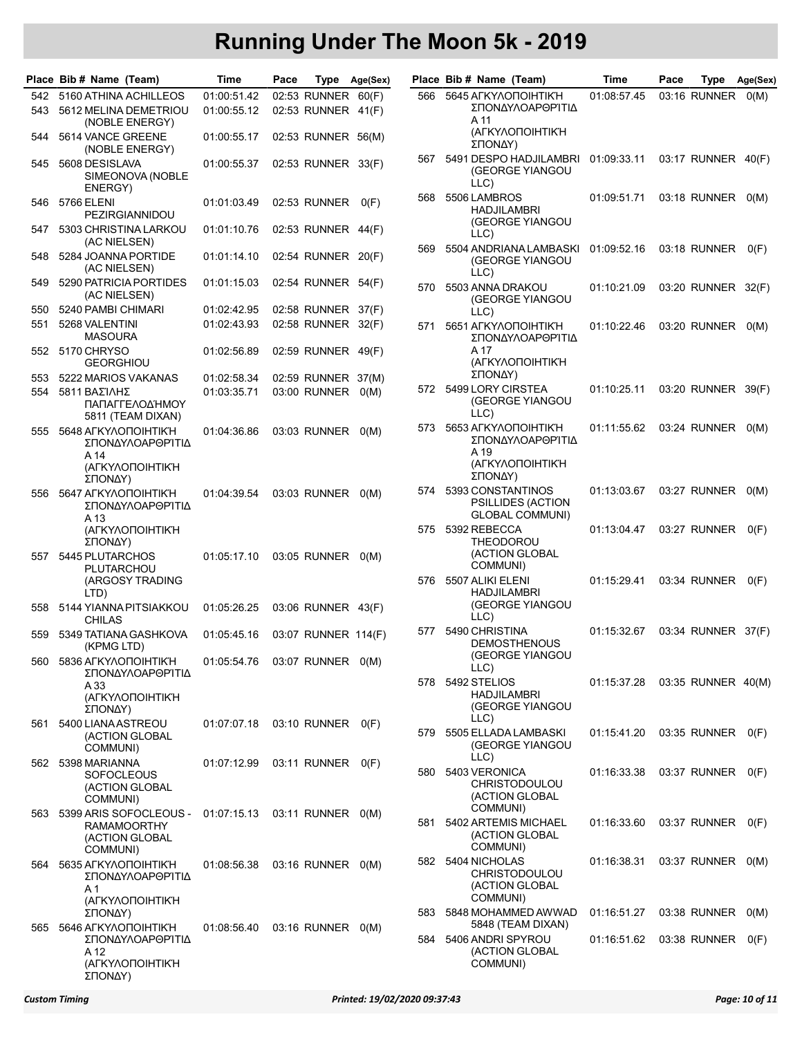# Running Under The Moon 5k - 2019

| Place | Bib # | Name (Team) | Time | Pace | Type | Age(Sex) |
|---|---|---|---|---|---|---|
| 542 | 5160 | ATHINA ACHILLEOS | 01:00:51.42 | 02:53 | RUNNER | 60(F) |
| 543 | 5612 | MELINA DEMETRIOU (NOBLE ENERGY) | 01:00:55.12 | 02:53 | RUNNER | 41(F) |
| 544 | 5614 | VANCE GREENE (NOBLE ENERGY) | 01:00:55.17 | 02:53 | RUNNER | 56(M) |
| 545 | 5608 | DESISLAVA SIMEONOVA (NOBLE ENERGY) | 01:00:55.37 | 02:53 | RUNNER | 33(F) |
| 546 | 5766 | ELENI PEZIRGIANNIDOU | 01:01:03.49 | 02:53 | RUNNER | 0(F) |
| 547 | 5303 | CHRISTINA LARKOU (AC NIELSEN) | 01:01:10.76 | 02:53 | RUNNER | 44(F) |
| 548 | 5284 | JOANNA PORTIDE (AC NIELSEN) | 01:01:14.10 | 02:54 | RUNNER | 20(F) |
| 549 | 5290 | PATRICIA PORTIDES (AC NIELSEN) | 01:01:15.03 | 02:54 | RUNNER | 54(F) |
| 550 | 5240 | PAMBI CHIMARI | 01:02:42.95 | 02:58 | RUNNER | 37(F) |
| 551 | 5268 | VALENTINI MASOURA | 01:02:43.93 | 02:58 | RUNNER | 32(F) |
| 552 | 5170 | CHRYSO GEORGHIOU | 01:02:56.89 | 02:59 | RUNNER | 49(F) |
| 553 | 5222 | MARIOS VAKANAS | 01:02:58.34 | 02:59 | RUNNER | 37(M) |
| 554 | 5811 | ΒΑΣΙΛΗΣ ΠΑΠΑΓΓΕΛΟΔΉΜΟΥ 5811 (TEAM DIXAN) | 01:03:35.71 | 03:00 | RUNNER | 0(M) |
| 555 | 5648 | ΑΓΚΥΛΟΠΟΙΗΤΙΚΉ ΣΠΟΝΔΥΛΟΑΡΘΡΊΤΙΔΑ 14 (ΑΓΚΥΛΟΠΟΙΗΤΙΚΉ ΣΠΟΝΔΥ) | 01:04:36.86 | 03:03 | RUNNER | 0(M) |
| 556 | 5647 | ΑΓΚΥΛΟΠΟΙΗΤΙΚΉ ΣΠΟΝΔΥΛΟΑΡΘΡΊΤΙΔΑ 13 (ΑΓΚΥΛΟΠΟΙΗΤΙΚΉ ΣΠΟΝΔΥ) | 01:04:39.54 | 03:03 | RUNNER | 0(M) |
| 557 | 5445 | PLUTARCHOS PLUTARCHOU (ARGOSY TRADING LTD) | 01:05:17.10 | 03:05 | RUNNER | 0(M) |
| 558 | 5144 | YIANNA PITSIAKKOU CHILAS | 01:05:26.25 | 03:06 | RUNNER | 43(F) |
| 559 | 5349 | TATIANA GASHKOVA (KPMG LTD) | 01:05:45.16 | 03:07 | RUNNER | 114(F) |
| 560 | 5836 | ΑΓΚΥΛΟΠΟΙΗΤΙΚΉ ΣΠΟΝΔΥΛΟΑΡΘΡΊΤΙΔΑ 33 (ΑΓΚΥΛΟΠΟΙΗΤΙΚΉ ΣΠΟΝΔΥ) | 01:05:54.76 | 03:07 | RUNNER | 0(M) |
| 561 | 5400 | LIANA ASTREOU (ACTION GLOBAL COMMUNI) | 01:07:07.18 | 03:10 | RUNNER | 0(F) |
| 562 | 5398 | MARIANNA SOFOCLEOUS (ACTION GLOBAL COMMUNI) | 01:07:12.99 | 03:11 | RUNNER | 0(F) |
| 563 | 5399 | ARIS SOFOCLEOUS - RAMAMOORTHY (ACTION GLOBAL COMMUNI) | 01:07:15.13 | 03:11 | RUNNER | 0(M) |
| 564 | 5635 | ΑΓΚΥΛΟΠΟΙΗΤΙΚΉ ΣΠΟΝΔΥΛΟΑΡΘΡΊΤΙΔΑ 1 (ΑΓΚΥΛΟΠΟΙΗΤΙΚΉ ΣΠΟΝΔΥ) | 01:08:56.38 | 03:16 | RUNNER | 0(M) |
| 565 | 5646 | ΑΓΚΥΛΟΠΟΙΗΤΙΚΉ ΣΠΟΝΔΥΛΟΑΡΘΡΊΤΙΔΑ 12 (ΑΓΚΥΛΟΠΟΙΗΤΙΚΉ ΣΠΟΝΔΥ) | 01:08:56.40 | 03:16 | RUNNER | 0(M) |
| 566 | 5645 | ΑΓΚΥΛΟΠΟΙΗΤΙΚΉ ΣΠΟΝΔΥΛΟΑΡΘΡΊΤΙΔΑ 11 (ΑΓΚΥΛΟΠΟΙΗΤΙΚΉ ΣΠΟΝΔΥ) | 01:08:57.45 | 03:16 | RUNNER | 0(M) |
| 567 | 5491 | DESPO HADJILAMBRI (GEORGE YIANGOU LLC) | 01:09:33.11 | 03:17 | RUNNER | 40(F) |
| 568 | 5506 | LAMBROS HADJILAMBRI (GEORGE YIANGOU LLC) | 01:09:51.71 | 03:18 | RUNNER | 0(M) |
| 569 | 5504 | ANDRIANA LAMBASKI (GEORGE YIANGOU LLC) | 01:09:52.16 | 03:18 | RUNNER | 0(F) |
| 570 | 5503 | ANNA DRAKOU (GEORGE YIANGOU LLC) | 01:10:21.09 | 03:20 | RUNNER | 32(F) |
| 571 | 5651 | ΑΓΚΥΛΟΠΟΙΗΤΙΚΉ ΣΠΟΝΔΥΛΟΑΡΘΡΊΤΙΔΑ 17 (ΑΓΚΥΛΟΠΟΙΗΤΙΚΉ ΣΠΟΝΔΥ) | 01:10:22.46 | 03:20 | RUNNER | 0(M) |
| 572 | 5499 | LORY CIRSTEA (GEORGE YIANGOU LLC) | 01:10:25.11 | 03:20 | RUNNER | 39(F) |
| 573 | 5653 | ΑΓΚΥΛΟΠΟΙΗΤΙΚΉ ΣΠΟΝΔΥΛΟΑΡΘΡΊΤΙΔΑ 19 (ΑΓΚΥΛΟΠΟΙΗΤΙΚΉ ΣΠΟΝΔΥ) | 01:11:55.62 | 03:24 | RUNNER | 0(M) |
| 574 | 5393 | CONSTANTINOS PSILLIDES (ACTION GLOBAL COMMUNI) | 01:13:03.67 | 03:27 | RUNNER | 0(M) |
| 575 | 5392 | REBECCA THEODOROU (ACTION GLOBAL COMMUNI) | 01:13:04.47 | 03:27 | RUNNER | 0(F) |
| 576 | 5507 | ALIKI ELENI HADJILAMBRI (GEORGE YIANGOU LLC) | 01:15:29.41 | 03:34 | RUNNER | 0(F) |
| 577 | 5490 | CHRISTINA DEMOSTHENOUS (GEORGE YIANGOU LLC) | 01:15:32.67 | 03:34 | RUNNER | 37(F) |
| 578 | 5492 | STELIOS HADJILAMBRI (GEORGE YIANGOU LLC) | 01:15:37.28 | 03:35 | RUNNER | 40(M) |
| 579 | 5505 | ELLADA LAMBASKI (GEORGE YIANGOU LLC) | 01:15:41.20 | 03:35 | RUNNER | 0(F) |
| 580 | 5403 | VERONICA CHRISTODOULOU (ACTION GLOBAL COMMUNI) | 01:16:33.38 | 03:37 | RUNNER | 0(F) |
| 581 | 5402 | ARTEMIS MICHAEL (ACTION GLOBAL COMMUNI) | 01:16:33.60 | 03:37 | RUNNER | 0(F) |
| 582 | 5404 | NICHOLAS CHRISTODOULOU (ACTION GLOBAL COMMUNI) | 01:16:38.31 | 03:37 | RUNNER | 0(M) |
| 583 | 5848 | MOHAMMED AWWAD 5848 (TEAM DIXAN) | 01:16:51.27 | 03:38 | RUNNER | 0(M) |
| 584 | 5406 | ANDRI SPYROU (ACTION GLOBAL COMMUNI) | 01:16:51.62 | 03:38 | RUNNER | 0(F) |

*Custom Timing* — *Printed: 19/02/2020 09:37:43*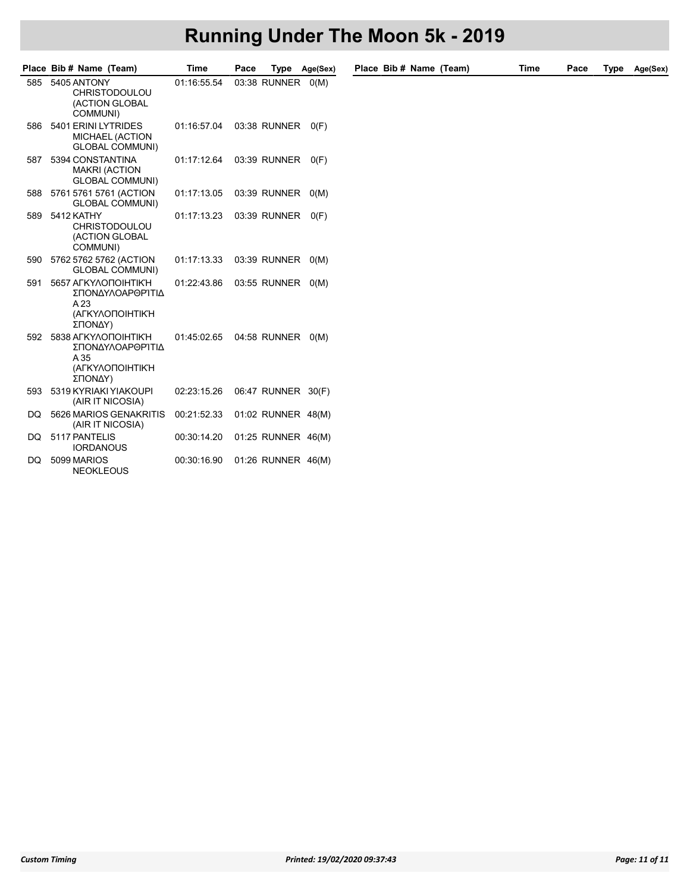# Running Under The Moon 5k - 2019

| Place | Bib # | Name (Team) | Time | Pace | Type | Age(Sex) |
|---|---|---|---|---|---|---|
| 585 | 5405 | ANTONY CHRISTODOULOU (ACTION GLOBAL COMMUNI) | 01:16:55.54 | 03:38 | RUNNER | 0(M) |
| 586 | 5401 | ERINI LYTRIDES MICHAEL (ACTION GLOBAL COMMUNI) | 01:16:57.04 | 03:38 | RUNNER | 0(F) |
| 587 | 5394 | CONSTANTINA MAKRI (ACTION GLOBAL COMMUNI) | 01:17:12.64 | 03:39 | RUNNER | 0(F) |
| 588 | 5761 | 5761 5761 (ACTION GLOBAL COMMUNI) | 01:17:13.05 | 03:39 | RUNNER | 0(M) |
| 589 | 5412 | KATHY CHRISTODOULOU (ACTION GLOBAL COMMUNI) | 01:17:13.23 | 03:39 | RUNNER | 0(F) |
| 590 | 5762 | 5762 5762 (ACTION GLOBAL COMMUNI) | 01:17:13.33 | 03:39 | RUNNER | 0(M) |
| 591 | 5657 | ΑΓΚΥΛΟΠΟΙΗΤΙΚΉ ΣΠΟΝΔΥΛΟΑΡΘΡΊΤΙΔΑ 23 (ΑΓΚΥΛΟΠΟΙΗΤΙΚΉ ΣΠΟΝΔΥ) | 01:22:43.86 | 03:55 | RUNNER | 0(M) |
| 592 | 5838 | ΑΓΚΥΛΟΠΟΙΗΤΙΚΉ ΣΠΟΝΔΥΛΟΑΡΘΡΊΤΙΔΑ 35 (ΑΓΚΥΛΟΠΟΙΗΤΙΚΉ ΣΠΟΝΔΥ) | 01:45:02.65 | 04:58 | RUNNER | 0(M) |
| 593 | 5319 | KYRIAKI YIAKOUPI (AIR IT NICOSIA) | 02:23:15.26 | 06:47 | RUNNER | 30(F) |
| DQ | 5626 | MARIOS GENAKRITIS (AIR IT NICOSIA) | 00:21:52.33 | 01:02 | RUNNER | 48(M) |
| DQ | 5117 | PANTELIS IORDANOUS | 00:30:14.20 | 01:25 | RUNNER | 46(M) |
| DQ | 5099 | MARIOS NEOKLEOUS | 00:30:16.90 | 01:26 | RUNNER | 46(M) |

Custom Timing

Printed: 19/02/2020 09:37:43